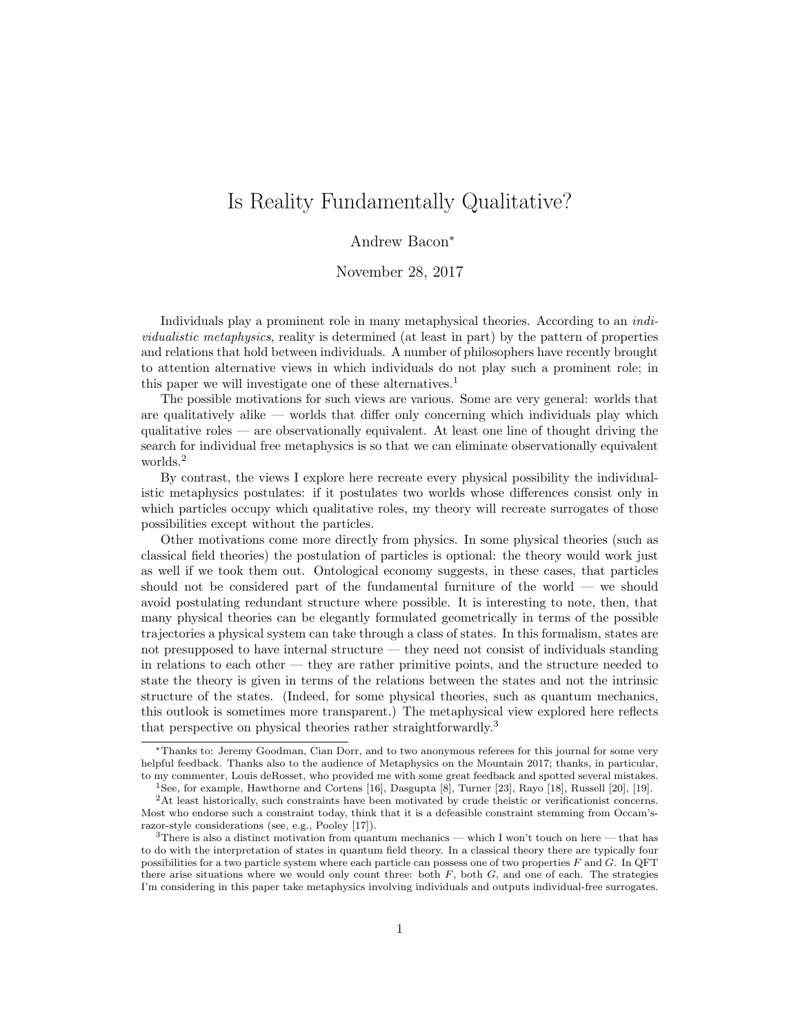# Is Reality Fundamentally Qualitative?

Andrew Bacon*

November 28, 2017

Individuals play a prominent role in many metaphysical theories. According to an *individualistic metaphysics*, reality is determined (at least in part) by the pattern of properties and relations that hold between individuals. A number of philosophers have recently brought to attention alternative views in which individuals do not play such a prominent role; in this paper we will investigate one of these alternatives.[1]

The possible motivations for such views are various. Some are very general: worlds that are qualitatively alike — worlds that differ only concerning which individuals play which qualitative roles — are observationally equivalent. At least one line of thought driving the search for individual free metaphysics is so that we can eliminate observationally equivalent worlds.[2]

By contrast, the views I explore here recreate every physical possibility the individualistic metaphysics postulates: if it postulates two worlds whose differences consist only in which particles occupy which qualitative roles, my theory will recreate surrogates of those possibilities except without the particles.

Other motivations come more directly from physics. In some physical theories (such as classical field theories) the postulation of particles is optional: the theory would work just as well if we took them out. Ontological economy suggests, in these cases, that particles should not be considered part of the fundamental furniture of the world — we should avoid postulating redundant structure where possible. It is interesting to note, then, that many physical theories can be elegantly formulated geometrically in terms of the possible trajectories a physical system can take through a class of states. In this formalism, states are not presupposed to have internal structure — they need not consist of individuals standing in relations to each other — they are rather primitive points, and the structure needed to state the theory is given in terms of the relations between the states and not the intrinsic structure of the states. (Indeed, for some physical theories, such as quantum mechanics, this outlook is sometimes more transparent.) The metaphysical view explored here reflects that perspective on physical theories rather straightforwardly.[3]

---

*Thanks to: Jeremy Goodman, Cian Dorr, and to two anonymous referees for this journal for some very helpful feedback. Thanks also to the audience of Metaphysics on the Mountain 2017; thanks, in particular, to my commenter, Louis deRosset, who provided me with some great feedback and spotted several mistakes.

[1] See, for example, Hawthorne and Cortens [16], Dasgupta [8], Turner [23], Rayo [18], Russell [20], [19].

[2] At least historically, such constraints have been motivated by crude theistic or verificationist concerns. Most who endorse such a constraint today, think that it is a defeasible constraint stemming from Occam's-razor-style considerations (see, e.g., Pooley [17]).

[3] There is also a distinct motivation from quantum mechanics — which I won't touch on here — that has to do with the interpretation of states in quantum field theory. In a classical theory there are typically four possibilities for a two particle system where each particle can possess one of two properties $F$ and $G$. In QFT there arise situations where we would only count three: both $F$, both $G$, and one of each. The strategies I'm considering in this paper take metaphysics involving individuals and outputs individual-free surrogates.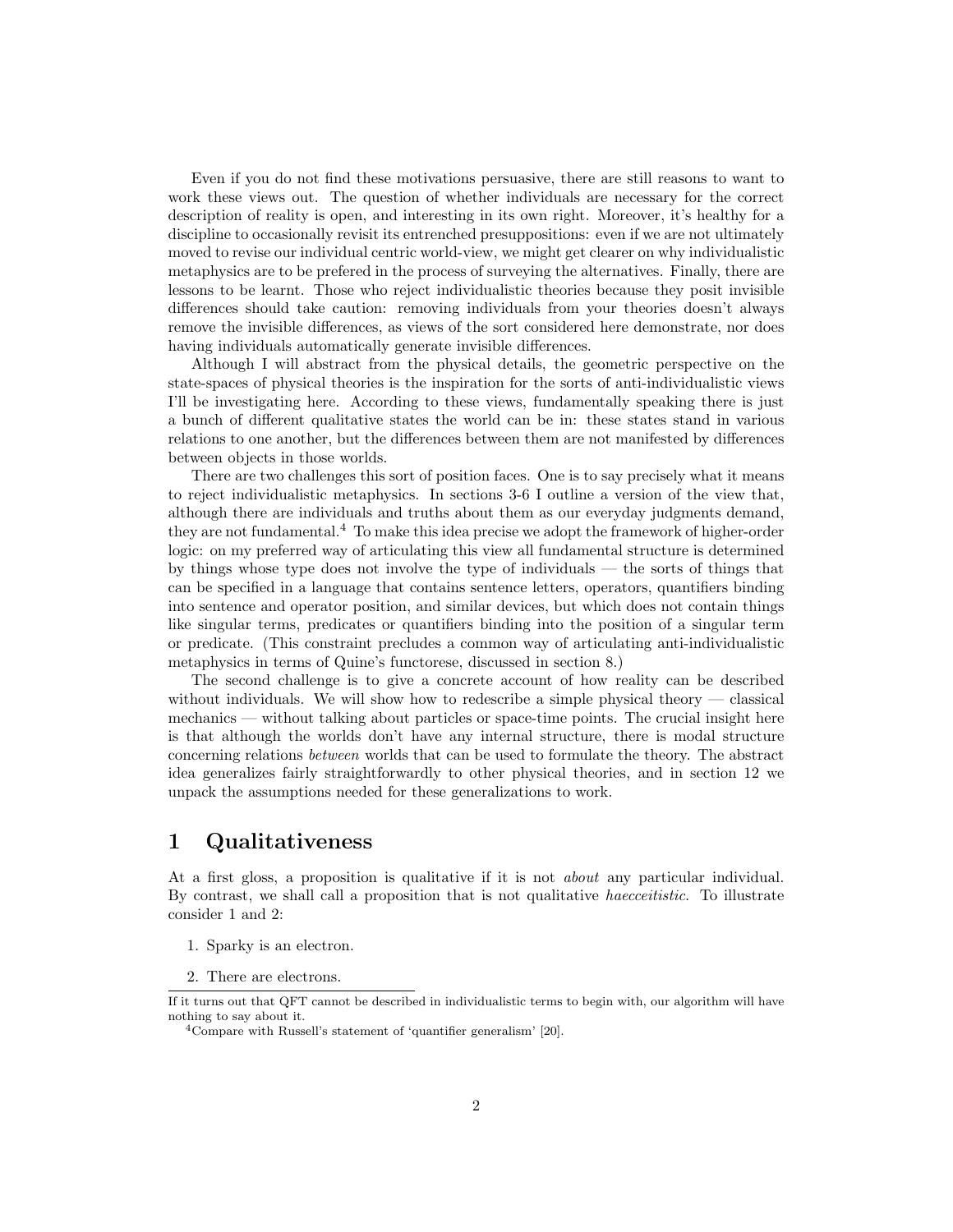Even if you do not find these motivations persuasive, there are still reasons to want to work these views out. The question of whether individuals are necessary for the correct description of reality is open, and interesting in its own right. Moreover, it's healthy for a discipline to occasionally revisit its entrenched presuppositions: even if we are not ultimately moved to revise our individual centric world-view, we might get clearer on why individualistic metaphysics are to be prefered in the process of surveying the alternatives. Finally, there are lessons to be learnt. Those who reject individualistic theories because they posit invisible differences should take caution: removing individuals from your theories doesn't always remove the invisible differences, as views of the sort considered here demonstrate, nor does having individuals automatically generate invisible differences.

Although I will abstract from the physical details, the geometric perspective on the state-spaces of physical theories is the inspiration for the sorts of anti-individualistic views I'll be investigating here. According to these views, fundamentally speaking there is just a bunch of different qualitative states the world can be in: these states stand in various relations to one another, but the differences between them are not manifested by differences between objects in those worlds.

There are two challenges this sort of position faces. One is to say precisely what it means to reject individualistic metaphysics. In sections 3-6 I outline a version of the view that, although there are individuals and truths about them as our everyday judgments demand, they are not fundamental.[4] To make this idea precise we adopt the framework of higher-order logic: on my preferred way of articulating this view all fundamental structure is determined by things whose type does not involve the type of individuals — the sorts of things that can be specified in a language that contains sentence letters, operators, quantifiers binding into sentence and operator position, and similar devices, but which does not contain things like singular terms, predicates or quantifiers binding into the position of a singular term or predicate. (This constraint precludes a common way of articulating anti-individualistic metaphysics in terms of Quine's functorese, discussed in section 8.)

The second challenge is to give a concrete account of how reality can be described without individuals. We will show how to redescribe a simple physical theory — classical mechanics — without talking about particles or space-time points. The crucial insight here is that although the worlds don't have any internal structure, there is modal structure concerning relations *between* worlds that can be used to formulate the theory. The abstract idea generalizes fairly straightforwardly to other physical theories, and in section 12 we unpack the assumptions needed for these generalizations to work.

## 1 Qualitativeness

At a first gloss, a proposition is qualitative if it is not *about* any particular individual. By contrast, we shall call a proposition that is not qualitative *haecceitistic*. To illustrate consider 1 and 2:

1. Sparky is an electron.
2. There are electrons.

If it turns out that QFT cannot be described in individualistic terms to begin with, our algorithm will have nothing to say about it.

[4] Compare with Russell's statement of 'quantifier generalism' [20].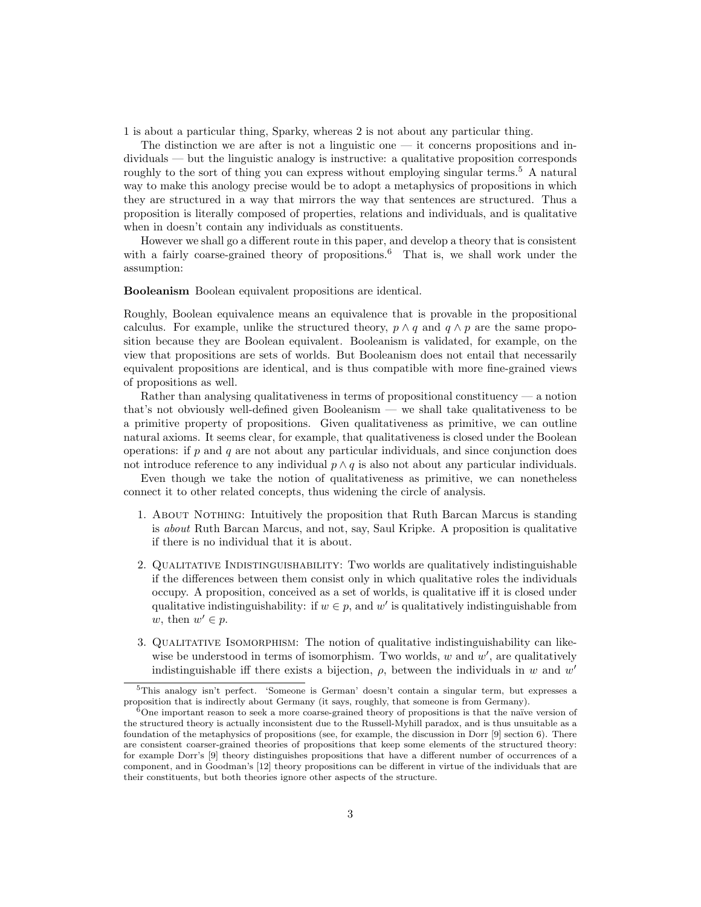1 is about a particular thing, Sparky, whereas 2 is not about any particular thing.

The distinction we are after is not a linguistic one — it concerns propositions and individuals — but the linguistic analogy is instructive: a qualitative proposition corresponds roughly to the sort of thing you can express without employing singular terms.[5] A natural way to make this anology precise would be to adopt a metaphysics of propositions in which they are structured in a way that mirrors the way that sentences are structured. Thus a proposition is literally composed of properties, relations and individuals, and is qualitative when in doesn't contain any individuals as constituents.

However we shall go a different route in this paper, and develop a theory that is consistent with a fairly coarse-grained theory of propositions.[6] That is, we shall work under the assumption:

**Booleanism** Boolean equivalent propositions are identical.

Roughly, Boolean equivalence means an equivalence that is provable in the propositional calculus. For example, unlike the structured theory, $p \wedge q$ and $q \wedge p$ are the same proposition because they are Boolean equivalent. Booleanism is validated, for example, on the view that propositions are sets of worlds. But Booleanism does not entail that necessarily equivalent propositions are identical, and is thus compatible with more fine-grained views of propositions as well.

Rather than analysing qualitativeness in terms of propositional constituency — a notion that's not obviously well-defined given Booleanism — we shall take qualitativeness to be a primitive property of propositions. Given qualitativeness as primitive, we can outline natural axioms. It seems clear, for example, that qualitativeness is closed under the Boolean operations: if $p$ and $q$ are not about any particular individuals, and since conjunction does not introduce reference to any individual $p \wedge q$ is also not about any particular individuals.

Even though we take the notion of qualitativeness as primitive, we can nonetheless connect it to other related concepts, thus widening the circle of analysis.

1. About Nothing: Intuitively the proposition that Ruth Barcan Marcus is standing is *about* Ruth Barcan Marcus, and not, say, Saul Kripke. A proposition is qualitative if there is no individual that it is about.
2. Qualitative Indistinguishability: Two worlds are qualitatively indistinguishable if the differences between them consist only in which qualitative roles the individuals occupy. A proposition, conceived as a set of worlds, is qualitative iff it is closed under qualitative indistinguishability: if $w \in p$, and $w'$ is qualitatively indistinguishable from $w$, then $w' \in p$.
3. Qualitative Isomorphism: The notion of qualitative indistinguishability can likewise be understood in terms of isomorphism. Two worlds, $w$ and $w'$, are qualitatively indistinguishable iff there exists a bijection, $\rho$, between the individuals in $w$ and $w'$

[5] This analogy isn't perfect. 'Someone is German' doesn't contain a singular term, but expresses a proposition that is indirectly about Germany (it says, roughly, that someone is from Germany).

[6] One important reason to seek a more coarse-grained theory of propositions is that the naïve version of the structured theory is actually inconsistent due to the Russell-Myhill paradox, and is thus unsuitable as a foundation of the metaphysics of propositions (see, for example, the discussion in Dorr [9] section 6). There are consistent coarser-grained theories of propositions that keep some elements of the structured theory: for example Dorr's [9] theory distinguishes propositions that have a different number of occurrences of a component, and in Goodman's [12] theory propositions can be different in virtue of the individuals that are their constituents, but both theories ignore other aspects of the structure.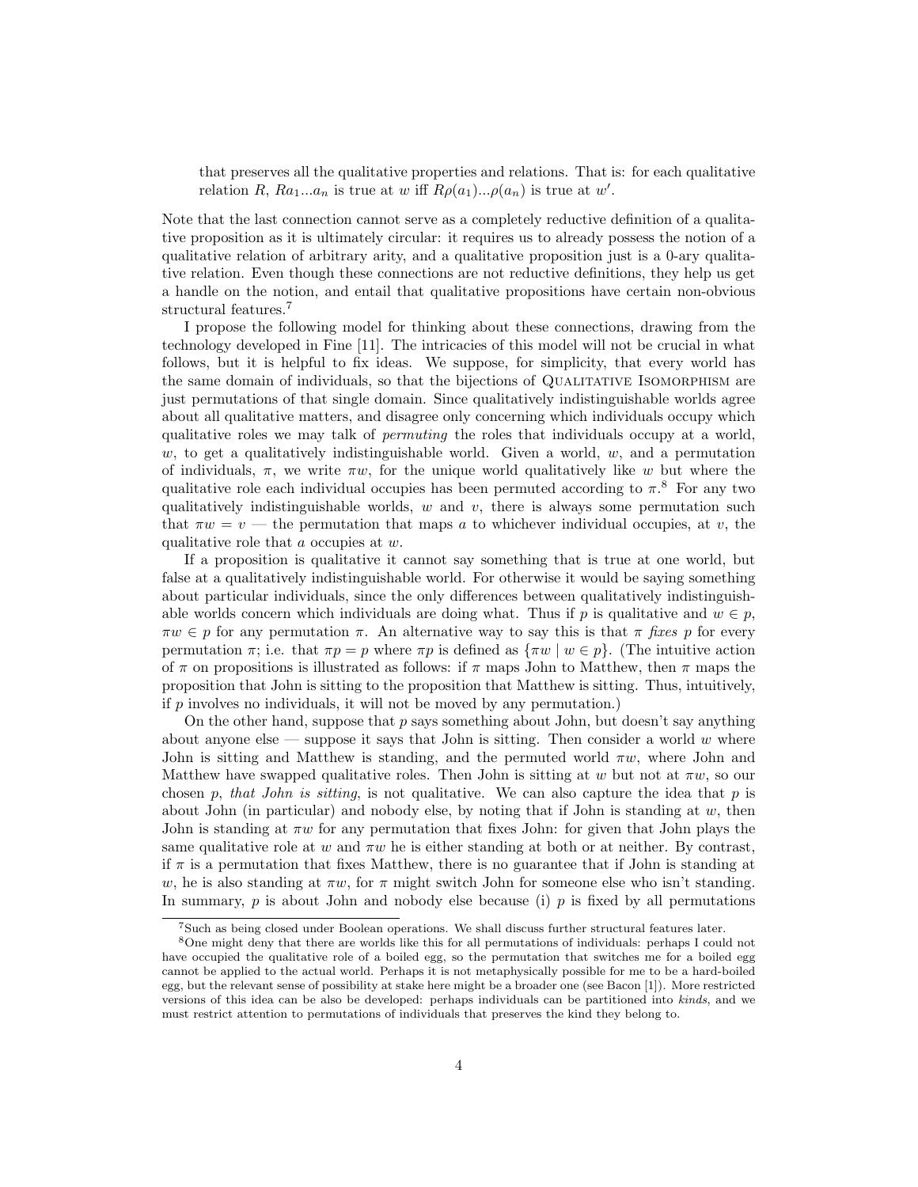that preserves all the qualitative properties and relations. That is: for each qualitative relation $R$, $Ra_1...a_n$ is true at $w$ iff $R\rho(a_1)...\rho(a_n)$ is true at $w'$.

Note that the last connection cannot serve as a completely reductive definition of a qualitative proposition as it is ultimately circular: it requires us to already possess the notion of a qualitative relation of arbitrary arity, and a qualitative proposition just is a 0-ary qualitative relation. Even though these connections are not reductive definitions, they help us get a handle on the notion, and entail that qualitative propositions have certain non-obvious structural features.[7]

I propose the following model for thinking about these connections, drawing from the technology developed in Fine [11]. The intricacies of this model will not be crucial in what follows, but it is helpful to fix ideas. We suppose, for simplicity, that every world has the same domain of individuals, so that the bijections of Qualitative Isomorphism are just permutations of that single domain. Since qualitatively indistinguishable worlds agree about all qualitative matters, and disagree only concerning which individuals occupy which qualitative roles we may talk of *permuting* the roles that individuals occupy at a world, $w$, to get a qualitatively indistinguishable world. Given a world, $w$, and a permutation of individuals, $\pi$, we write $\pi w$, for the unique world qualitatively like $w$ but where the qualitative role each individual occupies has been permuted according to $\pi$.[8] For any two qualitatively indistinguishable worlds, $w$ and $v$, there is always some permutation such that $\pi w = v$ — the permutation that maps $a$ to whichever individual occupies, at $v$, the qualitative role that $a$ occupies at $w$.

If a proposition is qualitative it cannot say something that is true at one world, but false at a qualitatively indistinguishable world. For otherwise it would be saying something about particular individuals, since the only differences between qualitatively indistinguishable worlds concern which individuals are doing what. Thus if $p$ is qualitative and $w \in p$, $\pi w \in p$ for any permutation $\pi$. An alternative way to say this is that $\pi$ *fixes* $p$ for every permutation $\pi$; i.e. that $\pi p = p$ where $\pi p$ is defined as $\{\pi w \mid w \in p\}$. (The intuitive action of $\pi$ on propositions is illustrated as follows: if $\pi$ maps John to Matthew, then $\pi$ maps the proposition that John is sitting to the proposition that Matthew is sitting. Thus, intuitively, if $p$ involves no individuals, it will not be moved by any permutation.)

On the other hand, suppose that $p$ says something about John, but doesn't say anything about anyone else — suppose it says that John is sitting. Then consider a world $w$ where John is sitting and Matthew is standing, and the permuted world $\pi w$, where John and Matthew have swapped qualitative roles. Then John is sitting at $w$ but not at $\pi w$, so our chosen $p$, *that John is sitting*, is not qualitative. We can also capture the idea that $p$ is about John (in particular) and nobody else, by noting that if John is standing at $w$, then John is standing at $\pi w$ for any permutation that fixes John: for given that John plays the same qualitative role at $w$ and $\pi w$ he is either standing at both or at neither. By contrast, if $\pi$ is a permutation that fixes Matthew, there is no guarantee that if John is standing at $w$, he is also standing at $\pi w$, for $\pi$ might switch John for someone else who isn't standing. In summary, $p$ is about John and nobody else because (i) $p$ is fixed by all permutations

[7] Such as being closed under Boolean operations. We shall discuss further structural features later.

[8] One might deny that there are worlds like this for all permutations of individuals: perhaps I could not have occupied the qualitative role of a boiled egg, so the permutation that switches me for a boiled egg cannot be applied to the actual world. Perhaps it is not metaphysically possible for me to be a hard-boiled egg, but the relevant sense of possibility at stake here might be a broader one (see Bacon [1]). More restricted versions of this idea can be also be developed: perhaps individuals can be partitioned into *kinds*, and we must restrict attention to permutations of individuals that preserves the kind they belong to.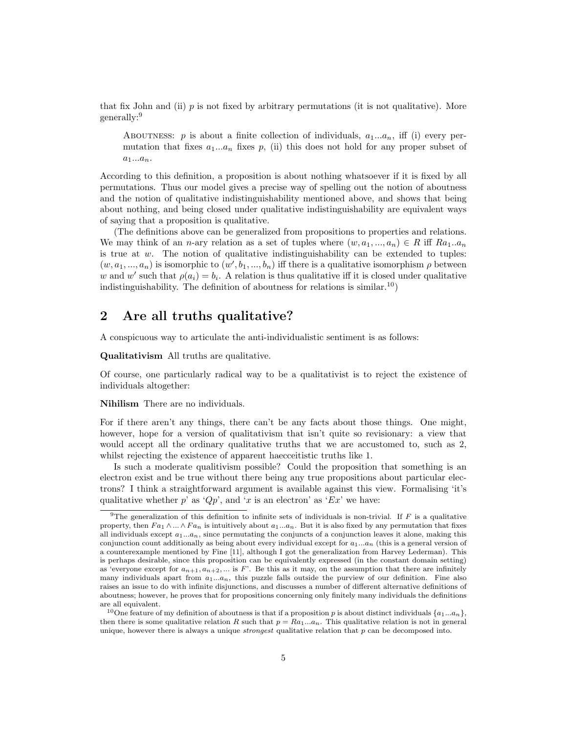that fix John and (ii) $p$ is not fixed by arbitrary permutations (it is not qualitative). More generally:[9]

> ABOUTNESS: $p$ is about a finite collection of individuals, $a_1...a_n$, iff (i) every permutation that fixes $a_1...a_n$ fixes $p$, (ii) this does not hold for any proper subset of $a_1...a_n$.

According to this definition, a proposition is about nothing whatsoever if it is fixed by all permutations. Thus our model gives a precise way of spelling out the notion of aboutness and the notion of qualitative indistinguishability mentioned above, and shows that being about nothing, and being closed under qualitative indistinguishability are equivalent ways of saying that a proposition is qualitative.

(The definitions above can be generalized from propositions to properties and relations. We may think of an $n$-ary relation as a set of tuples where $(w, a_1, ..., a_n) \in R$ iff $Ra_1..a_n$ is true at $w$. The notion of qualitative indistinguishability can be extended to tuples: $(w, a_1, ..., a_n)$ is isomorphic to $(w', b_1, ..., b_n)$ iff there is a qualitative isomorphism $\rho$ between $w$ and $w'$ such that $\rho(a_i) = b_i$. A relation is thus qualitative iff it is closed under qualitative indistinguishability. The definition of aboutness for relations is similar.[10])

## 2 Are all truths qualitative?

A conspicuous way to articulate the anti-individualistic sentiment is as follows:

**Qualitativism** All truths are qualitative.

Of course, one particularly radical way to be a qualitativist is to reject the existence of individuals altogether:

**Nihilism** There are no individuals.

For if there aren't any things, there can't be any facts about those things. One might, however, hope for a version of qualitativism that isn't quite so revisionary: a view that would accept all the ordinary qualitative truths that we are accustomed to, such as 2, whilst rejecting the existence of apparent haecceitistic truths like 1.

Is such a moderate qualitivism possible? Could the proposition that something is an electron exist and be true without there being any true propositions about particular electrons? I think a straightforward argument is available against this view. Formalising 'it's qualitative whether $p$' as '$Qp$', and '$x$ is an electron' as '$Ex$' we have:

---

[9] The generalization of this definition to infinite sets of individuals is non-trivial. If $F$ is a qualitative property, then $Fa_1 \wedge ... \wedge Fa_n$ is intuitively about $a_1...a_n$. But it is also fixed by any permutation that fixes all individuals except $a_1...a_n$, since permutating the conjuncts of a conjunction leaves it alone, making this conjunction count additionally as being about every individual except for $a_1...a_n$ (this is a general version of a counterexample mentioned by Fine [11], although I got the generalization from Harvey Lederman). This is perhaps desirable, since this proposition can be equivalently expressed (in the constant domain setting) as 'everyone except for $a_{n+1}, a_{n+2}, ...$ is $F$'. Be this as it may, on the assumption that there are infinitely many individuals apart from $a_1...a_n$, this puzzle falls outside the purview of our definition. Fine also raises an issue to do with infinite disjunctions, and discusses a number of different alternative definitions of aboutness; however, he proves that for propositions concerning only finitely many individuals the definitions are all equivalent.

[10] One feature of my definition of aboutness is that if a proposition $p$ is about distinct individuals $\{a_1...a_n\}$, then there is some qualitative relation $R$ such that $p = Ra_1...a_n$. This qualitative relation is not in general unique, however there is always a unique *strongest* qualitative relation that $p$ can be decomposed into.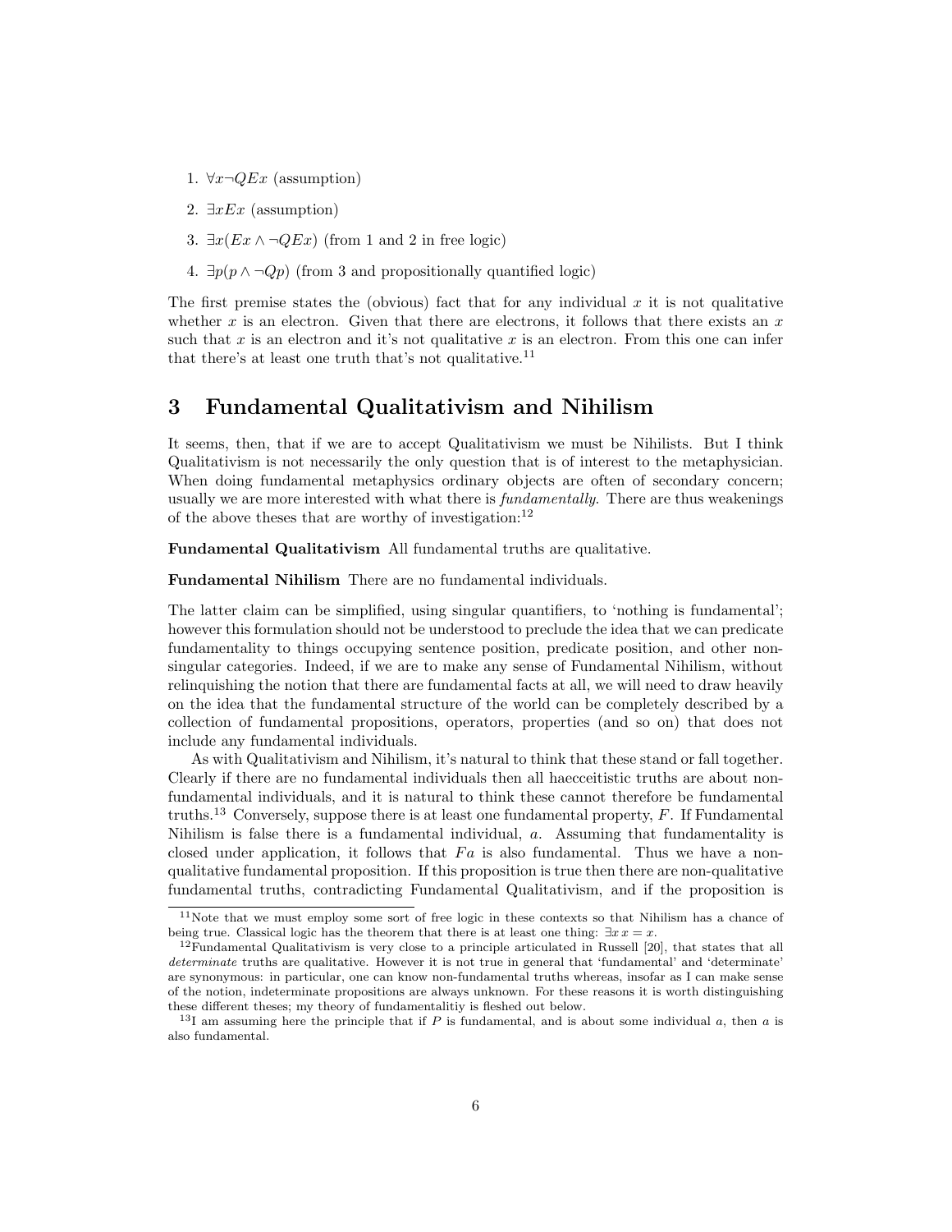1. $\forall x \neg QEx$ (assumption)
2. $\exists x Ex$ (assumption)
3. $\exists x(Ex \wedge \neg QEx)$ (from 1 and 2 in free logic)
4. $\exists p(p \wedge \neg Qp)$ (from 3 and propositionally quantified logic)

The first premise states the (obvious) fact that for any individual $x$ it is not qualitative whether $x$ is an electron. Given that there are electrons, it follows that there exists an $x$ such that $x$ is an electron and it's not qualitative $x$ is an electron. From this one can infer that there's at least one truth that's not qualitative.[11]

## 3 Fundamental Qualitativism and Nihilism

It seems, then, that if we are to accept Qualitativism we must be Nihilists. But I think Qualitativism is not necessarily the only question that is of interest to the metaphysician. When doing fundamental metaphysics ordinary objects are often of secondary concern; usually we are more interested with what there is *fundamentally*. There are thus weakenings of the above theses that are worthy of investigation:[12]

**Fundamental Qualitativism** All fundamental truths are qualitative.

**Fundamental Nihilism** There are no fundamental individuals.

The latter claim can be simplified, using singular quantifiers, to 'nothing is fundamental'; however this formulation should not be understood to preclude the idea that we can predicate fundamentality to things occupying sentence position, predicate position, and other non-singular categories. Indeed, if we are to make any sense of Fundamental Nihilism, without relinquishing the notion that there are fundamental facts at all, we will need to draw heavily on the idea that the fundamental structure of the world can be completely described by a collection of fundamental propositions, operators, properties (and so on) that does not include any fundamental individuals.

As with Qualitativism and Nihilism, it's natural to think that these stand or fall together. Clearly if there are no fundamental individuals then all haecceitistic truths are about non-fundamental individuals, and it is natural to think these cannot therefore be fundamental truths.[13] Conversely, suppose there is at least one fundamental property, $F$. If Fundamental Nihilism is false there is a fundamental individual, $a$. Assuming that fundamentality is closed under application, it follows that $Fa$ is also fundamental. Thus we have a non-qualitative fundamental proposition. If this proposition is true then there are non-qualitative fundamental truths, contradicting Fundamental Qualitativism, and if the proposition is

---

[11]Note that we must employ some sort of free logic in these contexts so that Nihilism has a chance of being true. Classical logic has the theorem that there is at least one thing: $\exists x\, x = x$.

[12]Fundamental Qualitativism is very close to a principle articulated in Russell [20], that states that all *determinate* truths are qualitative. However it is not true in general that 'fundamental' and 'determinate' are synonymous: in particular, one can know non-fundamental truths whereas, insofar as I can make sense of the notion, indeterminate propositions are always unknown. For these reasons it is worth distinguishing these different theses; my theory of fundamentalitiy is fleshed out below.

[13]I am assuming here the principle that if $P$ is fundamental, and is about some individual $a$, then $a$ is also fundamental.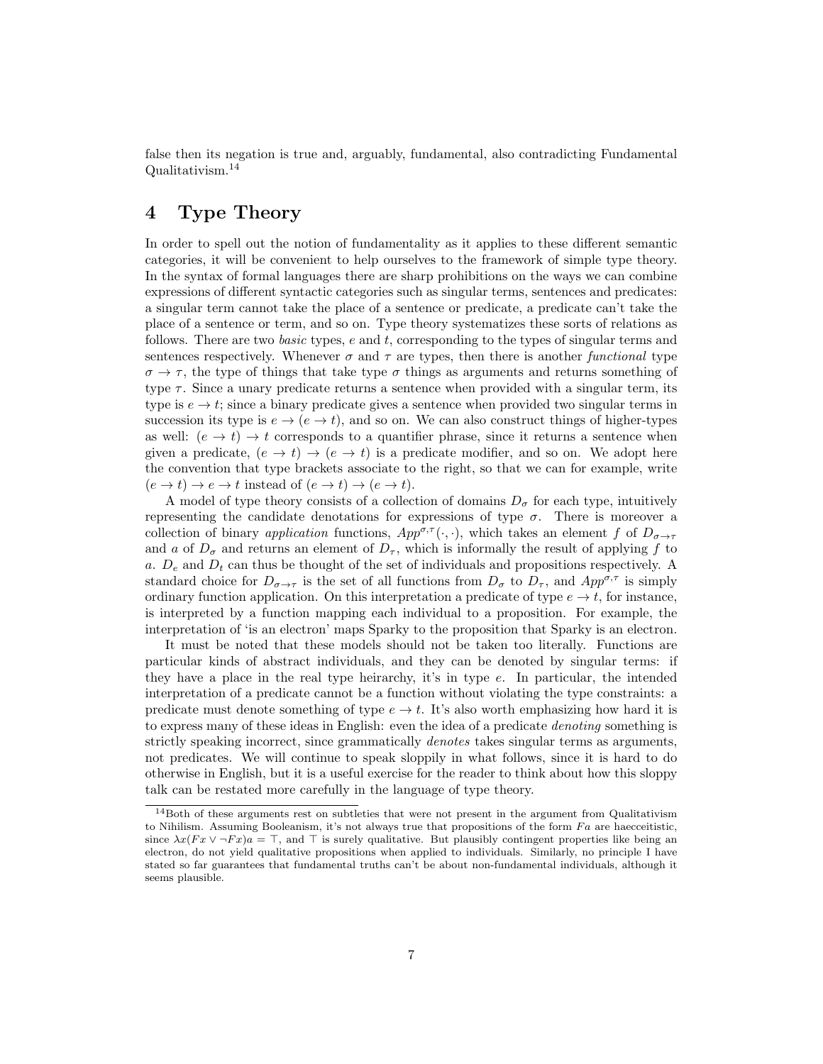false then its negation is true and, arguably, fundamental, also contradicting Fundamental Qualitativism.[14]

# 4 Type Theory

In order to spell out the notion of fundamentality as it applies to these different semantic categories, it will be convenient to help ourselves to the framework of simple type theory. In the syntax of formal languages there are sharp prohibitions on the ways we can combine expressions of different syntactic categories such as singular terms, sentences and predicates: a singular term cannot take the place of a sentence or predicate, a predicate can't take the place of a sentence or term, and so on. Type theory systematizes these sorts of relations as follows. There are two *basic* types, $e$ and $t$, corresponding to the types of singular terms and sentences respectively. Whenever $\sigma$ and $\tau$ are types, then there is another *functional* type $\sigma \to \tau$, the type of things that take type $\sigma$ things as arguments and returns something of type $\tau$. Since a unary predicate returns a sentence when provided with a singular term, its type is $e \to t$; since a binary predicate gives a sentence when provided two singular terms in succession its type is $e \to (e \to t)$, and so on. We can also construct things of higher-types as well: $(e \to t) \to t$ corresponds to a quantifier phrase, since it returns a sentence when given a predicate, $(e \to t) \to (e \to t)$ is a predicate modifier, and so on. We adopt here the convention that type brackets associate to the right, so that we can for example, write $(e \to t) \to e \to t$ instead of $(e \to t) \to (e \to t)$.

A model of type theory consists of a collection of domains $D_\sigma$ for each type, intuitively representing the candidate denotations for expressions of type $\sigma$. There is moreover a collection of binary *application* functions, $App^{\sigma,\tau}(\cdot,\cdot)$, which takes an element $f$ of $D_{\sigma\to\tau}$ and $a$ of $D_\sigma$ and returns an element of $D_\tau$, which is informally the result of applying $f$ to $a$. $D_e$ and $D_t$ can thus be thought of the set of individuals and propositions respectively. A standard choice for $D_{\sigma\to\tau}$ is the set of all functions from $D_\sigma$ to $D_\tau$, and $App^{\sigma,\tau}$ is simply ordinary function application. On this interpretation a predicate of type $e \to t$, for instance, is interpreted by a function mapping each individual to a proposition. For example, the interpretation of 'is an electron' maps Sparky to the proposition that Sparky is an electron.

It must be noted that these models should not be taken too literally. Functions are particular kinds of abstract individuals, and they can be denoted by singular terms: if they have a place in the real type heirarchy, it's in type $e$. In particular, the intended interpretation of a predicate cannot be a function without violating the type constraints: a predicate must denote something of type $e \to t$. It's also worth emphasizing how hard it is to express many of these ideas in English: even the idea of a predicate *denoting* something is strictly speaking incorrect, since grammatically *denotes* takes singular terms as arguments, not predicates. We will continue to speak sloppily in what follows, since it is hard to do otherwise in English, but it is a useful exercise for the reader to think about how this sloppy talk can be restated more carefully in the language of type theory.

[14] Both of these arguments rest on subtleties that were not present in the argument from Qualitativism to Nihilism. Assuming Booleanism, it's not always true that propositions of the form $Fa$ are haecceitistic, since $\lambda x(Fx \vee \neg Fx)a = \top$, and $\top$ is surely qualitative. But plausibly contingent properties like being an electron, do not yield qualitative propositions when applied to individuals. Similarly, no principle I have stated so far guarantees that fundamental truths can't be about non-fundamental individuals, although it seems plausible.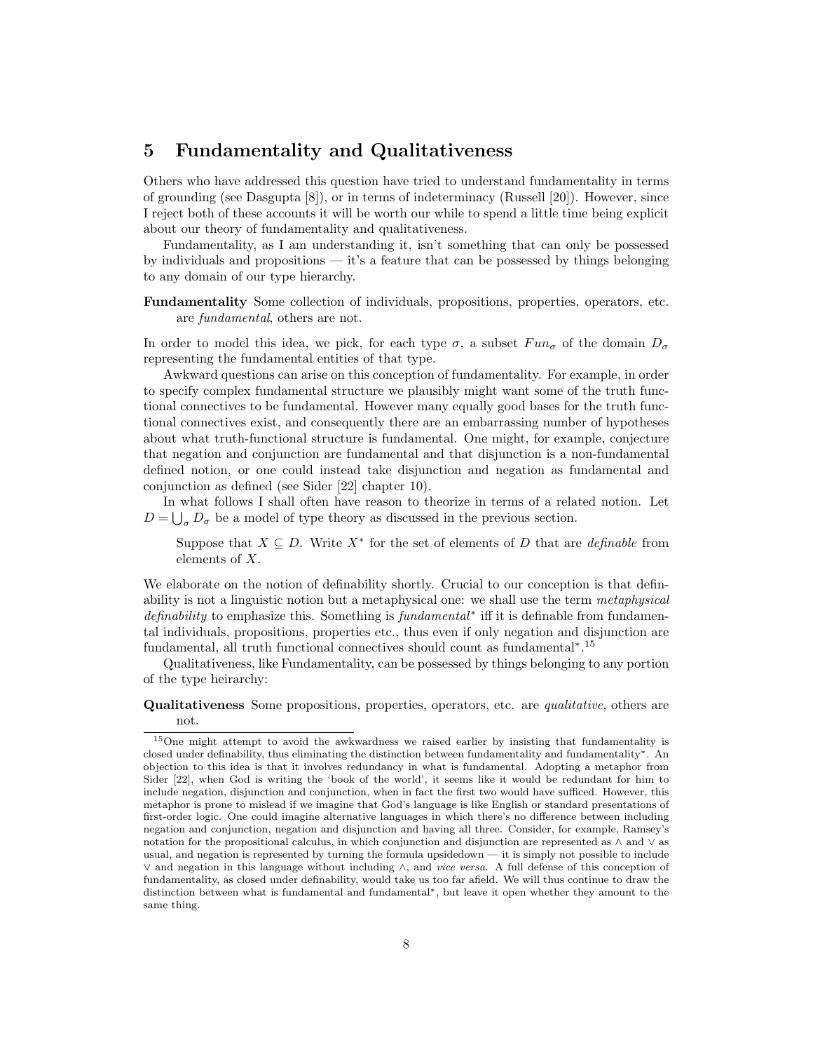## 5 Fundamentality and Qualitativeness

Others who have addressed this question have tried to understand fundamentality in terms of grounding (see Dasgupta [8]), or in terms of indeterminacy (Russell [20]). However, since I reject both of these accounts it will be worth our while to spend a little time being explicit about our theory of fundamentality and qualitativeness.

Fundamentality, as I am understanding it, isn't something that can only be possessed by individuals and propositions — it's a feature that can be possessed by things belonging to any domain of our type hierarchy.

**Fundamentality** Some collection of individuals, propositions, properties, operators, etc. are *fundamental*, others are not.

In order to model this idea, we pick, for each type $\sigma$, a subset $Fun_\sigma$ of the domain $D_\sigma$ representing the fundamental entities of that type.

Awkward questions can arise on this conception of fundamentality. For example, in order to specify complex fundamental structure we plausibly might want some of the truth functional connectives to be fundamental. However many equally good bases for the truth functional connectives exist, and consequently there are an embarrassing number of hypotheses about what truth-functional structure is fundamental. One might, for example, conjecture that negation and conjunction are fundamental and that disjunction is a non-fundamental defined notion, or one could instead take disjunction and negation as fundamental and conjunction as defined (see Sider [22] chapter 10).

In what follows I shall often have reason to theorize in terms of a related notion. Let $D = \bigcup_\sigma D_\sigma$ be a model of type theory as discussed in the previous section.

> Suppose that $X \subseteq D$. Write $X^*$ for the set of elements of $D$ that are *definable* from elements of $X$.

We elaborate on the notion of definability shortly. Crucial to our conception is that definability is not a linguistic notion but a metaphysical one: we shall use the term *metaphysical definability* to emphasize this. Something is *fundamental*$^*$ iff it is definable from fundamental individuals, propositions, properties etc., thus even if only negation and disjunction are fundamental, all truth functional connectives should count as fundamental$^*$.[15]

Qualitativeness, like Fundamentality, can be possessed by things belonging to any portion of the type heirarchy:

**Qualitativeness** Some propositions, properties, operators, etc. are *qualitative*, others are not.

[15] One might attempt to avoid the awkwardness we raised earlier by insisting that fundamentality is closed under definability, thus eliminating the distinction between fundamentality and fundamentality$^*$. An objection to this idea is that it involves redundancy in what is fundamental. Adopting a metaphor from Sider [22], when God is writing the 'book of the world', it seems like it would be redundant for him to include negation, disjunction and conjunction, when in fact the first two would have sufficed. However, this metaphor is prone to mislead if we imagine that God's language is like English or standard presentations of first-order logic. One could imagine alternative languages in which there's no difference between including negation and conjunction, negation and disjunction and having all three. Consider, for example, Ramsey's notation for the propositional calculus, in which conjunction and disjunction are represented as $\wedge$ and $\vee$ as usual, and negation is represented by turning the formula upsidedown — it is simply not possible to include $\vee$ and negation in this language without including $\wedge$, and *vice versa*. A full defense of this conception of fundamentality, as closed under definability, would take us too far afield. We will thus continue to draw the distinction between what is fundamental and fundamental$^*$, but leave it open whether they amount to the same thing.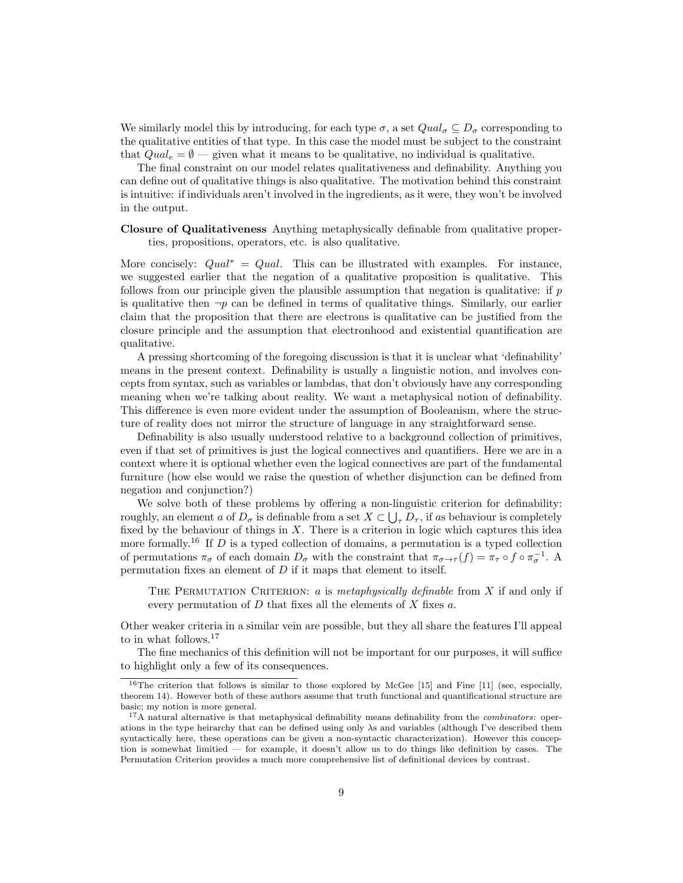We similarly model this by introducing, for each type $\sigma$, a set $Qual_\sigma \subseteq D_\sigma$ corresponding to the qualitative entities of that type. In this case the model must be subject to the constraint that $Qual_e = \emptyset$ — given what it means to be qualitative, no individual is qualitative.

The final constraint on our model relates qualitativeness and definability. Anything you can define out of qualitative things is also qualitative. The motivation behind this constraint is intuitive: if individuals aren't involved in the ingredients, as it were, they won't be involved in the output.

**Closure of Qualitativeness** Anything metaphysically definable from qualitative properties, propositions, operators, etc. is also qualitative.

More concisely: $Qual^* = Qual$. This can be illustrated with examples. For instance, we suggested earlier that the negation of a qualitative proposition is qualitative. This follows from our principle given the plausible assumption that negation is qualitative: if $p$ is qualitative then $\neg p$ can be defined in terms of qualitative things. Similarly, our earlier claim that the proposition that there are electrons is qualitative can be justified from the closure principle and the assumption that electronhood and existential quantification are qualitative.

A pressing shortcoming of the foregoing discussion is that it is unclear what 'definability' means in the present context. Definability is usually a linguistic notion, and involves concepts from syntax, such as variables or lambdas, that don't obviously have any corresponding meaning when we're talking about reality. We want a metaphysical notion of definability. This difference is even more evident under the assumption of Booleanism, where the structure of reality does not mirror the structure of language in any straightforward sense.

Definability is also usually understood relative to a background collection of primitives, even if that set of primitives is just the logical connectives and quantifiers. Here we are in a context where it is optional whether even the logical connectives are part of the fundamental furniture (how else would we raise the question of whether disjunction can be defined from negation and conjunction?)

We solve both of these problems by offering a non-linguistic criterion for definability: roughly, an element $a$ of $D_\sigma$ is definable from a set $X \subset \bigcup_\tau D_\tau$, if $a$s behaviour is completely fixed by the behaviour of things in $X$. There is a criterion in logic which captures this idea more formally.[16] If $D$ is a typed collection of domains, a permutation is a typed collection of permutations $\pi_\sigma$ of each domain $D_\sigma$ with the constraint that $\pi_{\sigma\to\tau}(f) = \pi_\tau \circ f \circ \pi_\sigma^{-1}$. A permutation fixes an element of $D$ if it maps that element to itself.

> The Permutation Criterion: $a$ is *metaphysically definable* from $X$ if and only if every permutation of $D$ that fixes all the elements of $X$ fixes $a$.

Other weaker criteria in a similar vein are possible, but they all share the features I'll appeal to in what follows.[17]

The fine mechanics of this definition will not be important for our purposes, it will suffice to highlight only a few of its consequences.

---

[16] The criterion that follows is similar to those explored by McGee [15] and Fine [11] (see, especially, theorem 14). However both of these authors assume that truth functional and quantificational structure are basic; my notion is more general.

[17] A natural alternative is that metaphysical definability means definability from the *combinators*: operations in the type heirarchy that can be defined using only λs and variables (although I've described them syntactically here, these operations can be given a non-syntactic characterization). However this conception is somewhat limitied — for example, it doesn't allow us to do things like definition by cases. The Permutation Criterion provides a much more comprehensive list of definitional devices by contrast.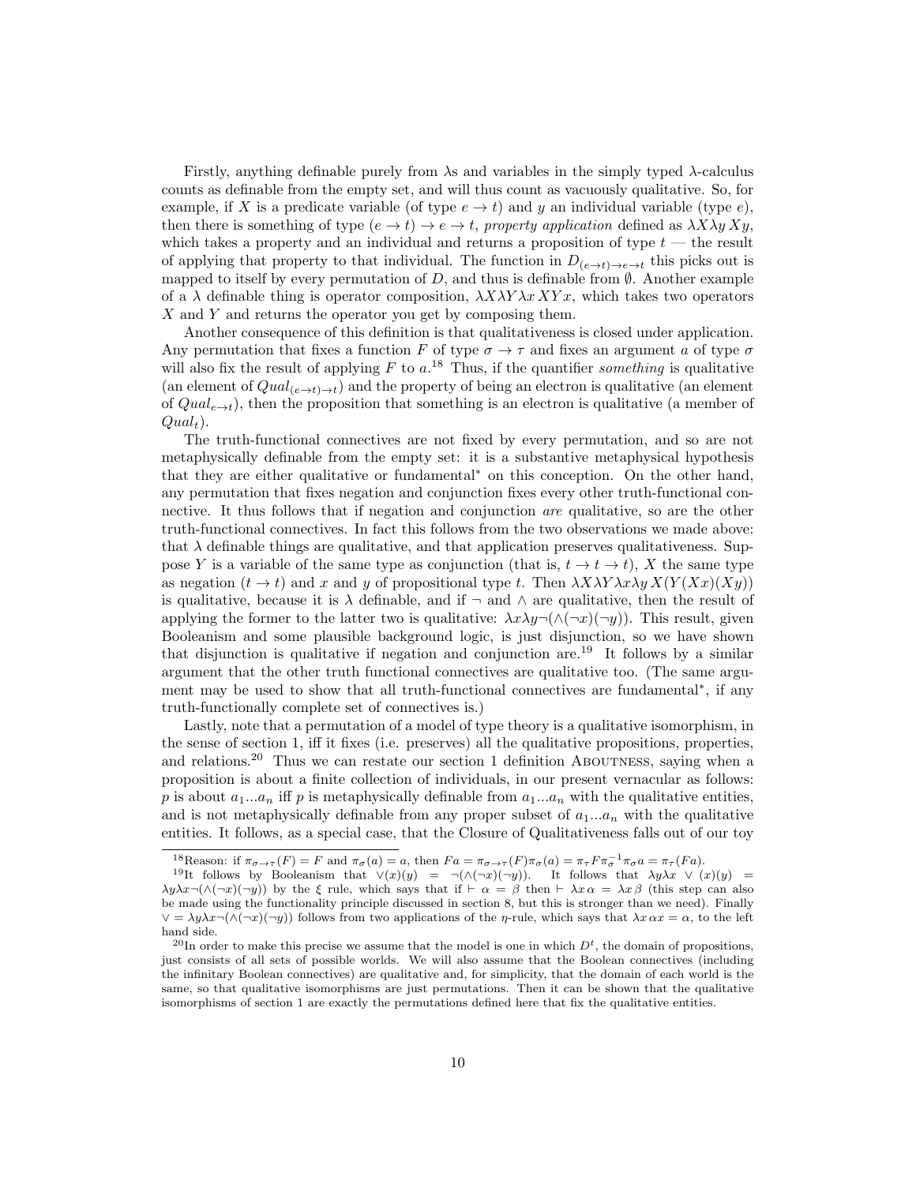Firstly, anything definable purely from $\lambda$s and variables in the simply typed $\lambda$-calculus counts as definable from the empty set, and will thus count as vacuously qualitative. So, for example, if $X$ is a predicate variable (of type $e \to t$) and $y$ an individual variable (type $e$), then there is something of type $(e \to t) \to e \to t$, *property application* defined as $\lambda X \lambda y\, Xy$, which takes a property and an individual and returns a proposition of type $t$ — the result of applying that property to that individual. The function in $D_{(e\to t)\to e\to t}$ this picks out is mapped to itself by every permutation of $D$, and thus is definable from $\emptyset$. Another example of a $\lambda$ definable thing is operator composition, $\lambda X \lambda Y \lambda x\, XY x$, which takes two operators $X$ and $Y$ and returns the operator you get by composing them.

Another consequence of this definition is that qualitativeness is closed under application. Any permutation that fixes a function $F$ of type $\sigma \to \tau$ and fixes an argument $a$ of type $\sigma$ will also fix the result of applying $F$ to $a$.[18] Thus, if the quantifier *something* is qualitative (an element of $Qual_{(e\to t)\to t}$) and the property of being an electron is qualitative (an element of $Qual_{e\to t}$), then the proposition that something is an electron is qualitative (a member of $Qual_t$).

The truth-functional connectives are not fixed by every permutation, and so are not metaphysically definable from the empty set: it is a substantive metaphysical hypothesis that they are either qualitative or fundamental* on this conception. On the other hand, any permutation that fixes negation and conjunction fixes every other truth-functional connective. It thus follows that if negation and conjunction *are* qualitative, so are the other truth-functional connectives. In fact this follows from the two observations we made above: that $\lambda$ definable things are qualitative, and that application preserves qualitativeness. Suppose $Y$ is a variable of the same type as conjunction (that is, $t \to t \to t$), $X$ the same type as negation ($t \to t$) and $x$ and $y$ of propositional type $t$. Then $\lambda X \lambda Y \lambda x \lambda y\, X(Y(Xx)(Xy))$ is qualitative, because it is $\lambda$ definable, and if $\neg$ and $\wedge$ are qualitative, then the result of applying the former to the latter two is qualitative: $\lambda x \lambda y \neg(\wedge(\neg x)(\neg y))$. This result, given Booleanism and some plausible background logic, is just disjunction, so we have shown that disjunction is qualitative if negation and conjunction are.[19] It follows by a similar argument that the other truth functional connectives are qualitative too. (The same argument may be used to show that all truth-functional connectives are fundamental*, if any truth-functionally complete set of connectives is.)

Lastly, note that a permutation of a model of type theory is a qualitative isomorphism, in the sense of section 1, iff it fixes (i.e. preserves) all the qualitative propositions, properties, and relations.[20] Thus we can restate our section 1 definition Aboutness, saying when a proposition is about a finite collection of individuals, in our present vernacular as follows: $p$ is about $a_1...a_n$ iff $p$ is metaphysically definable from $a_1...a_n$ with the qualitative entities, and is not metaphysically definable from any proper subset of $a_1...a_n$ with the qualitative entities. It follows, as a special case, that the Closure of Qualitativeness falls out of our toy

---

[18] Reason: if $\pi_{\sigma\to\tau}(F) = F$ and $\pi_\sigma(a) = a$, then $Fa = \pi_{\sigma\to\tau}(F)\pi_\sigma(a) = \pi_\tau F \pi_\sigma^{-1}\pi_\sigma a = \pi_\tau(Fa)$.

[19] It follows by Booleanism that $\vee(x)(y) = \neg(\wedge(\neg x)(\neg y))$. It follows that $\lambda y \lambda x \vee (x)(y) = \lambda y \lambda x \neg(\wedge(\neg x)(\neg y))$ by the $\xi$ rule, which says that if $\vdash \alpha = \beta$ then $\vdash \lambda x\, \alpha = \lambda x\, \beta$ (this step can also be made using the functionality principle discussed in section 8, but this is stronger than we need). Finally $\vee = \lambda y \lambda x \neg(\wedge(\neg x)(\neg y))$ follows from two applications of the $\eta$-rule, which says that $\lambda x\, \alpha x = \alpha$, to the left hand side.

[20] In order to make this precise we assume that the model is one in which $D^t$, the domain of propositions, just consists of all sets of possible worlds. We will also assume that the Boolean connectives (including the infinitary Boolean connectives) are qualitative and, for simplicity, that the domain of each world is the same, so that qualitative isomorphisms are just permutations. Then it can be shown that the qualitative isomorphisms of section 1 are exactly the permutations defined here that fix the qualitative entities.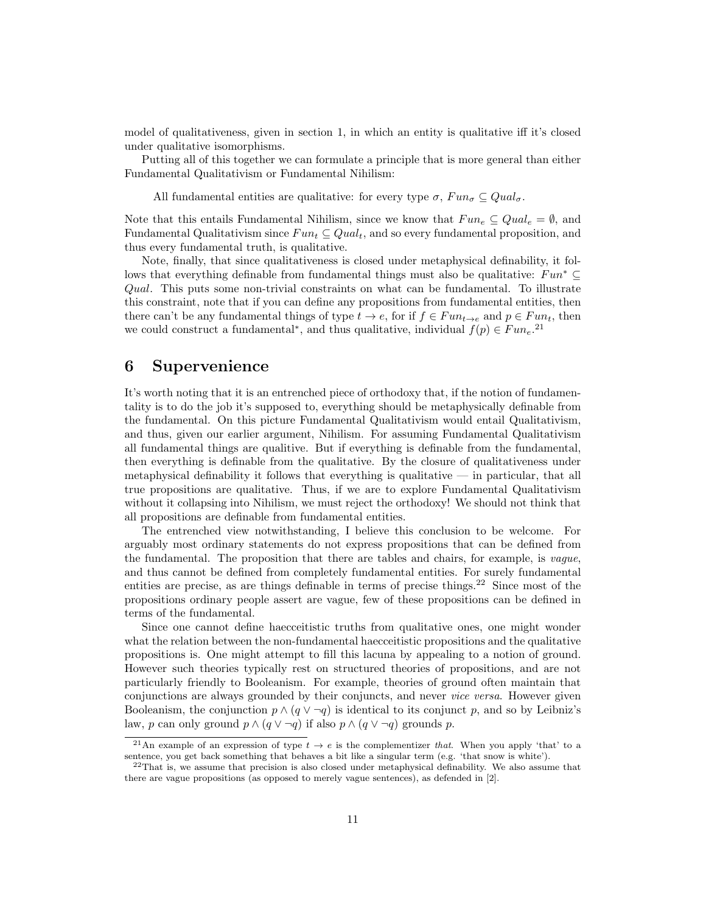model of qualitativeness, given in section 1, in which an entity is qualitative iff it's closed under qualitative isomorphisms.

Putting all of this together we can formulate a principle that is more general than either Fundamental Qualitativism or Fundamental Nihilism:

> All fundamental entities are qualitative: for every type $\sigma$, $Fun_\sigma \subseteq Qual_\sigma$.

Note that this entails Fundamental Nihilism, since we know that $Fun_e \subseteq Qual_e = \emptyset$, and Fundamental Qualitativism since $Fun_t \subseteq Qual_t$, and so every fundamental proposition, and thus every fundamental truth, is qualitative.

Note, finally, that since qualitativeness is closed under metaphysical definability, it follows that everything definable from fundamental things must also be qualitative: $Fun^* \subseteq Qual$. This puts some non-trivial constraints on what can be fundamental. To illustrate this constraint, note that if you can define any propositions from fundamental entities, then there can't be any fundamental things of type $t \to e$, for if $f \in Fun_{t \to e}$ and $p \in Fun_t$, then we could construct a fundamental$^*$, and thus qualitative, individual $f(p) \in Fun_e$.[21]

## 6 Supervenience

It's worth noting that it is an entrenched piece of orthodoxy that, if the notion of fundamentality is to do the job it's supposed to, everything should be metaphysically definable from the fundamental. On this picture Fundamental Qualitativism would entail Qualitativism, and thus, given our earlier argument, Nihilism. For assuming Fundamental Qualitativism all fundamental things are qualitive. But if everything is definable from the fundamental, then everything is definable from the qualitative. By the closure of qualitativeness under metaphysical definability it follows that everything is qualitative — in particular, that all true propositions are qualitative. Thus, if we are to explore Fundamental Qualitativism without it collapsing into Nihilism, we must reject the orthodoxy! We should not think that all propositions are definable from fundamental entities.

The entrenched view notwithstanding, I believe this conclusion to be welcome. For arguably most ordinary statements do not express propositions that can be defined from the fundamental. The proposition that there are tables and chairs, for example, is *vague*, and thus cannot be defined from completely fundamental entities. For surely fundamental entities are precise, as are things definable in terms of precise things.[22] Since most of the propositions ordinary people assert are vague, few of these propositions can be defined in terms of the fundamental.

Since one cannot define haecceitistic truths from qualitative ones, one might wonder what the relation between the non-fundamental haecceitistic propositions and the qualitative propositions is. One might attempt to fill this lacuna by appealing to a notion of ground. However such theories typically rest on structured theories of propositions, and are not particularly friendly to Booleanism. For example, theories of ground often maintain that conjunctions are always grounded by their conjuncts, and never *vice versa*. However given Booleanism, the conjunction $p \wedge (q \vee \neg q)$ is identical to its conjunct $p$, and so by Leibniz's law, $p$ can only ground $p \wedge (q \vee \neg q)$ if also $p \wedge (q \vee \neg q)$ grounds $p$.

---

[21] An example of an expression of type $t \to e$ is the complementizer *that*. When you apply 'that' to a sentence, you get back something that behaves a bit like a singular term (e.g. 'that snow is white').

[22] That is, we assume that precision is also closed under metaphysical definability. We also assume that there are vague propositions (as opposed to merely vague sentences), as defended in [2].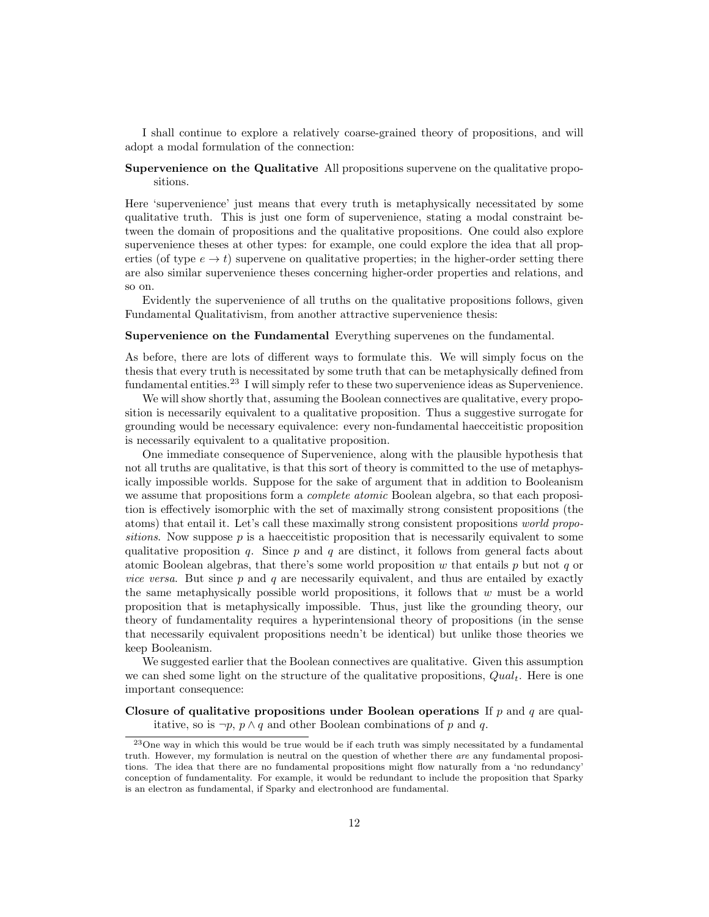I shall continue to explore a relatively coarse-grained theory of propositions, and will adopt a modal formulation of the connection:

**Supervenience on the Qualitative** All propositions supervene on the qualitative propositions.

Here 'supervenience' just means that every truth is metaphysically necessitated by some qualitative truth. This is just one form of supervenience, stating a modal constraint between the domain of propositions and the qualitative propositions. One could also explore supervenience theses at other types: for example, one could explore the idea that all properties (of type $e \to t$) supervene on qualitative properties; in the higher-order setting there are also similar supervenience theses concerning higher-order properties and relations, and so on.

Evidently the supervenience of all truths on the qualitative propositions follows, given Fundamental Qualitativism, from another attractive supervenience thesis:

**Supervenience on the Fundamental** Everything supervenes on the fundamental.

As before, there are lots of different ways to formulate this. We will simply focus on the thesis that every truth is necessitated by some truth that can be metaphysically defined from fundamental entities.[23] I will simply refer to these two supervenience ideas as Supervenience.

We will show shortly that, assuming the Boolean connectives are qualitative, every proposition is necessarily equivalent to a qualitative proposition. Thus a suggestive surrogate for grounding would be necessary equivalence: every non-fundamental haecceitistic proposition is necessarily equivalent to a qualitative proposition.

One immediate consequence of Supervenience, along with the plausible hypothesis that not all truths are qualitative, is that this sort of theory is committed to the use of metaphysically impossible worlds. Suppose for the sake of argument that in addition to Booleanism we assume that propositions form a *complete atomic* Boolean algebra, so that each proposition is effectively isomorphic with the set of maximally strong consistent propositions (the atoms) that entail it. Let's call these maximally strong consistent propositions *world propositions*. Now suppose $p$ is a haecceitistic proposition that is necessarily equivalent to some qualitative proposition $q$. Since $p$ and $q$ are distinct, it follows from general facts about atomic Boolean algebras, that there's some world proposition $w$ that entails $p$ but not $q$ or *vice versa*. But since $p$ and $q$ are necessarily equivalent, and thus are entailed by exactly the same metaphysically possible world propositions, it follows that $w$ must be a world proposition that is metaphysically impossible. Thus, just like the grounding theory, our theory of fundamentality requires a hyperintensional theory of propositions (in the sense that necessarily equivalent propositions needn't be identical) but unlike those theories we keep Booleanism.

We suggested earlier that the Boolean connectives are qualitative. Given this assumption we can shed some light on the structure of the qualitative propositions, $Qual_t$. Here is one important consequence:

**Closure of qualitative propositions under Boolean operations** If $p$ and $q$ are qualitative, so is $\neg p$, $p \wedge q$ and other Boolean combinations of $p$ and $q$.

[23] One way in which this would be true would be if each truth was simply necessitated by a fundamental truth. However, my formulation is neutral on the question of whether there *are* any fundamental propositions. The idea that there are no fundamental propositions might flow naturally from a 'no redundancy' conception of fundamentality. For example, it would be redundant to include the proposition that Sparky is an electron as fundamental, if Sparky and electronhood are fundamental.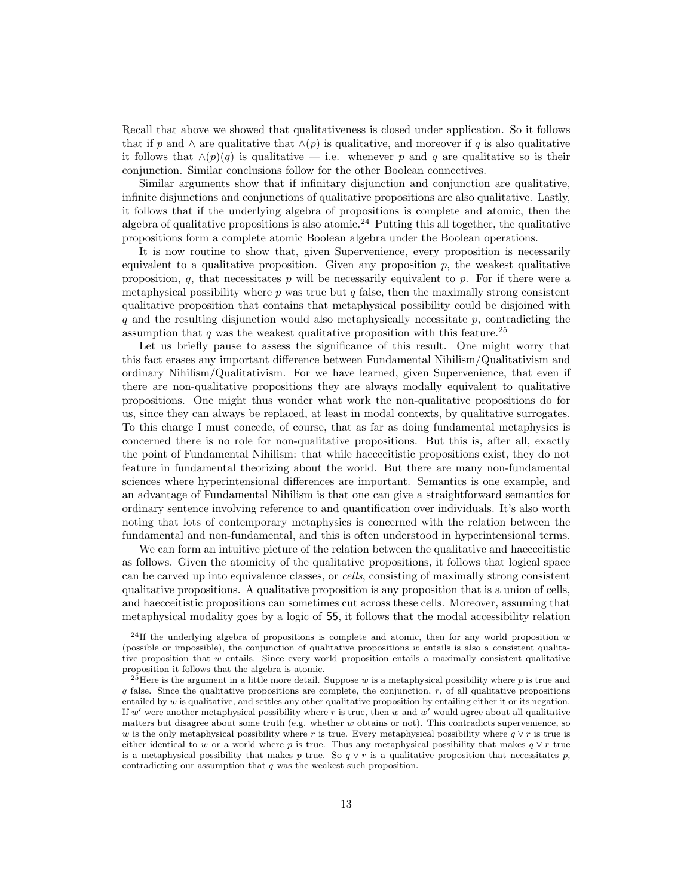Recall that above we showed that qualitativeness is closed under application. So it follows that if $p$ and $\wedge$ are qualitative that $\wedge(p)$ is qualitative, and moreover if $q$ is also qualitative it follows that $\wedge(p)(q)$ is qualitative — i.e. whenever $p$ and $q$ are qualitative so is their conjunction. Similar conclusions follow for the other Boolean connectives.

Similar arguments show that if infinitary disjunction and conjunction are qualitative, infinite disjunctions and conjunctions of qualitative propositions are also qualitative. Lastly, it follows that if the underlying algebra of propositions is complete and atomic, then the algebra of qualitative propositions is also atomic.[24] Putting this all together, the qualitative propositions form a complete atomic Boolean algebra under the Boolean operations.

It is now routine to show that, given Supervenience, every proposition is necessarily equivalent to a qualitative proposition. Given any proposition $p$, the weakest qualitative proposition, $q$, that necessitates $p$ will be necessarily equivalent to $p$. For if there were a metaphysical possibility where $p$ was true but $q$ false, then the maximally strong consistent qualitative proposition that contains that metaphysical possibility could be disjoined with $q$ and the resulting disjunction would also metaphysically necessitate $p$, contradicting the assumption that $q$ was the weakest qualitative proposition with this feature.[25]

Let us briefly pause to assess the significance of this result. One might worry that this fact erases any important difference between Fundamental Nihilism/Qualitativism and ordinary Nihilism/Qualitativism. For we have learned, given Supervenience, that even if there are non-qualitative propositions they are always modally equivalent to qualitative propositions. One might thus wonder what work the non-qualitative propositions do for us, since they can always be replaced, at least in modal contexts, by qualitative surrogates. To this charge I must concede, of course, that as far as doing fundamental metaphysics is concerned there is no role for non-qualitative propositions. But this is, after all, exactly the point of Fundamental Nihilism: that while haecceitistic propositions exist, they do not feature in fundamental theorizing about the world. But there are many non-fundamental sciences where hyperintensional differences are important. Semantics is one example, and an advantage of Fundamental Nihilism is that one can give a straightforward semantics for ordinary sentence involving reference to and quantification over individuals. It's also worth noting that lots of contemporary metaphysics is concerned with the relation between the fundamental and non-fundamental, and this is often understood in hyperintensional terms.

We can form an intuitive picture of the relation between the qualitative and haecceitistic as follows. Given the atomicity of the qualitative propositions, it follows that logical space can be carved up into equivalence classes, or *cells*, consisting of maximally strong consistent qualitative propositions. A qualitative proposition is any proposition that is a union of cells, and haecceitistic propositions can sometimes cut across these cells. Moreover, assuming that metaphysical modality goes by a logic of S5, it follows that the modal accessibility relation

---

[24] If the underlying algebra of propositions is complete and atomic, then for any world proposition $w$ (possible or impossible), the conjunction of qualitative propositions $w$ entails is also a consistent qualitative proposition that $w$ entails. Since every world proposition entails a maximally consistent qualitative proposition it follows that the algebra is atomic.

[25] Here is the argument in a little more detail. Suppose $w$ is a metaphysical possibility where $p$ is true and $q$ false. Since the qualitative propositions are complete, the conjunction, $r$, of all qualitative propositions entailed by $w$ is qualitative, and settles any other qualitative proposition by entailing either it or its negation. If $w'$ were another metaphysical possibility where $r$ is true, then $w$ and $w'$ would agree about all qualitative matters but disagree about some truth (e.g. whether $w$ obtains or not). This contradicts supervenience, so $w$ is the only metaphysical possibility where $r$ is true. Every metaphysical possibility where $q \vee r$ is true is either identical to $w$ or a world where $p$ is true. Thus any metaphysical possibility that makes $q \vee r$ true is a metaphysical possibility that makes $p$ true. So $q \vee r$ is a qualitative proposition that necessitates $p$, contradicting our assumption that $q$ was the weakest such proposition.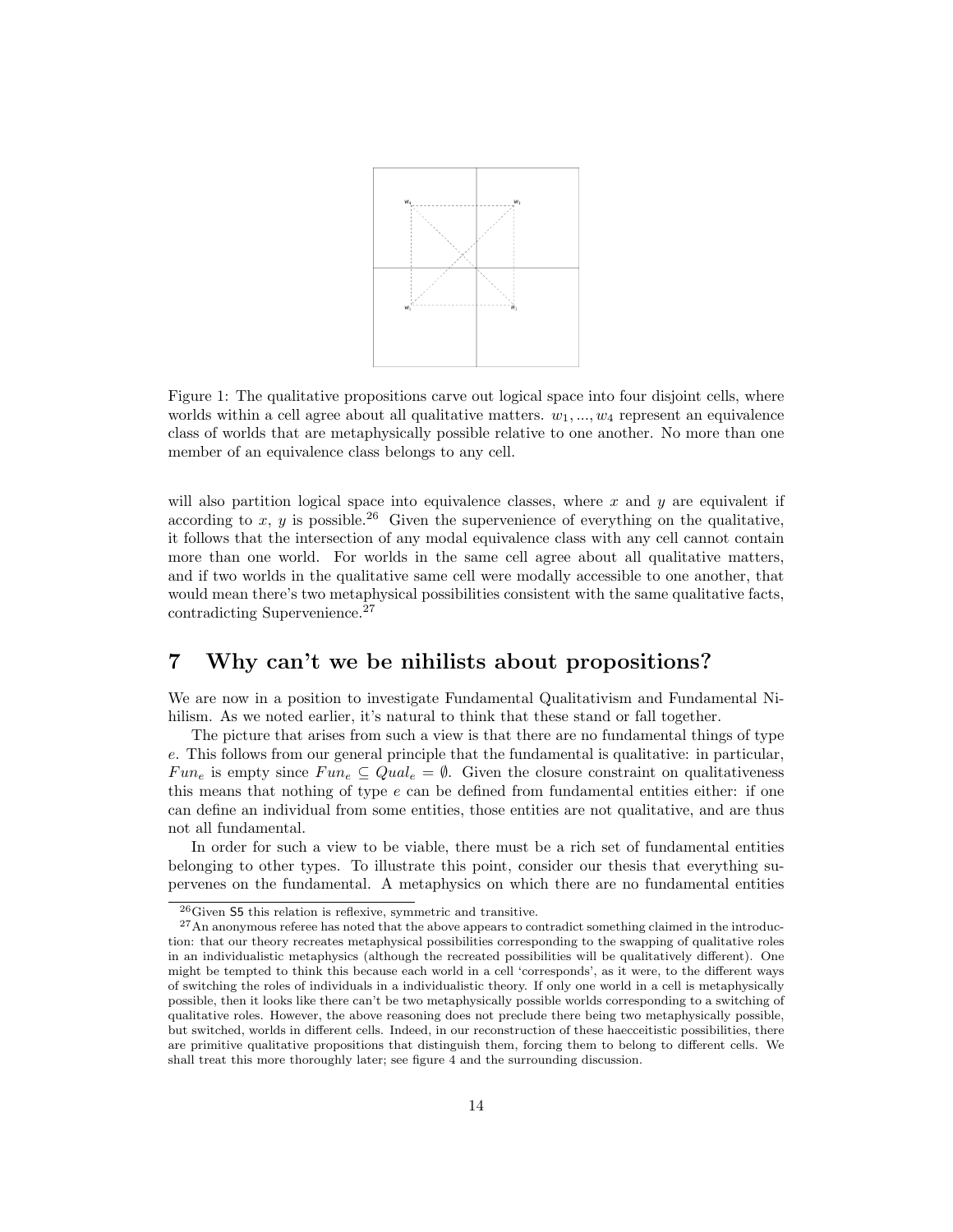Figure 1: The qualitative propositions carve out logical space into four disjoint cells, where worlds within a cell agree about all qualitative matters. $w_1, ..., w_4$ represent an equivalence class of worlds that are metaphysically possible relative to one another. No more than one member of an equivalence class belongs to any cell.

will also partition logical space into equivalence classes, where $x$ and $y$ are equivalent if according to $x$, $y$ is possible.[26] Given the supervenience of everything on the qualitative, it follows that the intersection of any modal equivalence class with any cell cannot contain more than one world. For worlds in the same cell agree about all qualitative matters, and if two worlds in the qualitative same cell were modally accessible to one another, that would mean there's two metaphysical possibilities consistent with the same qualitative facts, contradicting Supervenience.[27]

## 7 Why can't we be nihilists about propositions?

We are now in a position to investigate Fundamental Qualitativism and Fundamental Nihilism. As we noted earlier, it's natural to think that these stand or fall together.

The picture that arises from such a view is that there are no fundamental things of type $e$. This follows from our general principle that the fundamental is qualitative: in particular, $Fun_e$ is empty since $Fun_e \subseteq Qual_e = \emptyset$. Given the closure constraint on qualitativeness this means that nothing of type $e$ can be defined from fundamental entities either: if one can define an individual from some entities, those entities are not qualitative, and are thus not all fundamental.

In order for such a view to be viable, there must be a rich set of fundamental entities belonging to other types. To illustrate this point, consider our thesis that everything supervenes on the fundamental. A metaphysics on which there are no fundamental entities

[26] Given S5 this relation is reflexive, symmetric and transitive.

[27] An anonymous referee has noted that the above appears to contradict something claimed in the introduction: that our theory recreates metaphysical possibilities corresponding to the swapping of qualitative roles in an individualistic metaphysics (although the recreated possibilities will be qualitatively different). One might be tempted to think this because each world in a cell 'corresponds', as it were, to the different ways of switching the roles of individuals in a individualistic theory. If only one world in a cell is metaphysically possible, then it looks like there can't be two metaphysically possible worlds corresponding to a switching of qualitative roles. However, the above reasoning does not preclude there being two metaphysically possible, but switched, worlds in different cells. Indeed, in our reconstruction of these haecceitistic possibilities, there are primitive qualitative propositions that distinguish them, forcing them to belong to different cells. We shall treat this more thoroughly later; see figure 4 and the surrounding discussion.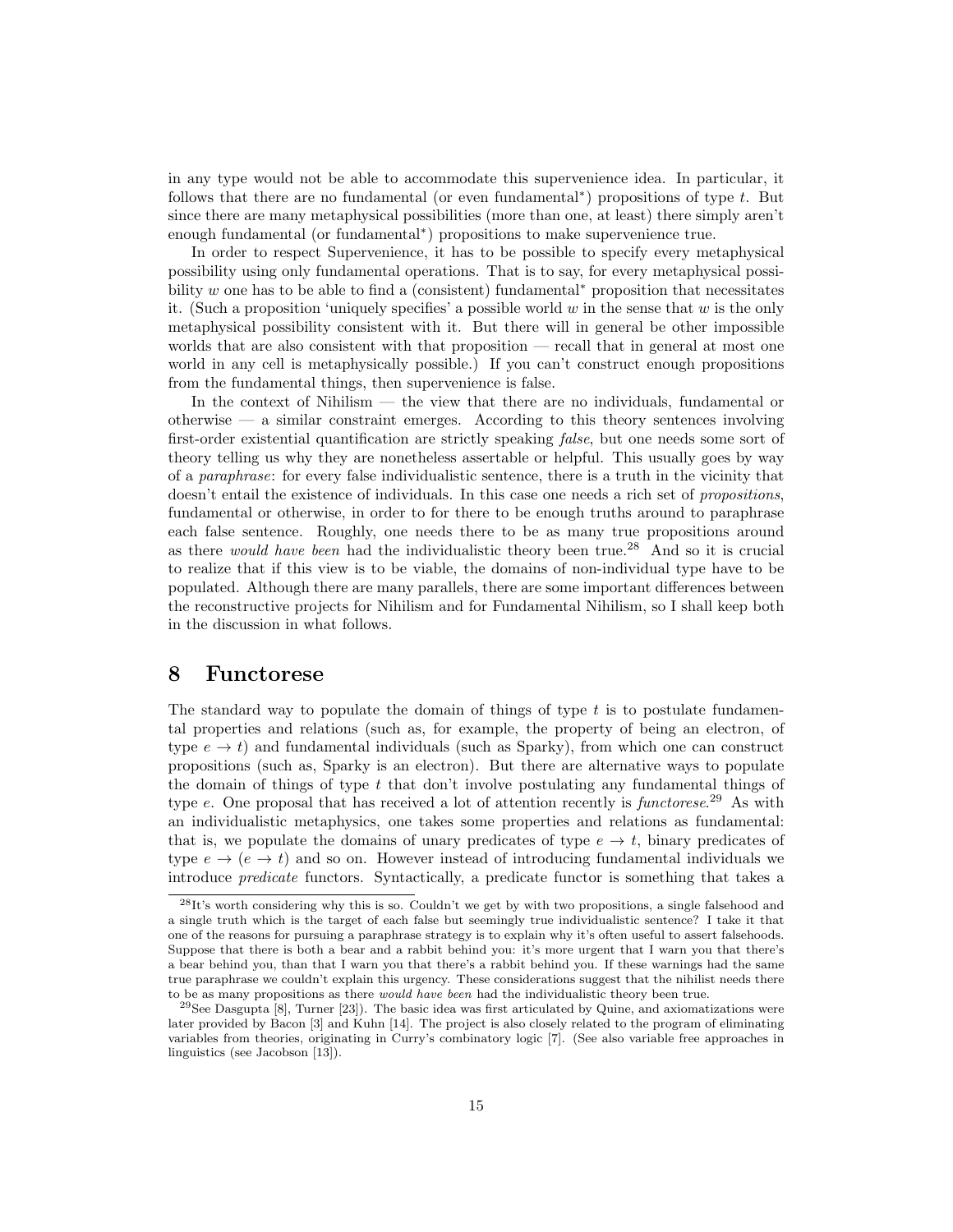in any type would not be able to accommodate this supervenience idea. In particular, it follows that there are no fundamental (or even fundamental$^*$) propositions of type $t$. But since there are many metaphysical possibilities (more than one, at least) there simply aren't enough fundamental (or fundamental$^*$) propositions to make supervenience true.

In order to respect Supervenience, it has to be possible to specify every metaphysical possibility using only fundamental operations. That is to say, for every metaphysical possibility $w$ one has to be able to find a (consistent) fundamental$^*$ proposition that necessitates it. (Such a proposition 'uniquely specifies' a possible world $w$ in the sense that $w$ is the only metaphysical possibility consistent with it. But there will in general be other impossible worlds that are also consistent with that proposition — recall that in general at most one world in any cell is metaphysically possible.) If you can't construct enough propositions from the fundamental things, then supervenience is false.

In the context of Nihilism — the view that there are no individuals, fundamental or otherwise — a similar constraint emerges. According to this theory sentences involving first-order existential quantification are strictly speaking *false*, but one needs some sort of theory telling us why they are nonetheless assertable or helpful. This usually goes by way of a *paraphrase*: for every false individualistic sentence, there is a truth in the vicinity that doesn't entail the existence of individuals. In this case one needs a rich set of *propositions*, fundamental or otherwise, in order to for there to be enough truths around to paraphrase each false sentence. Roughly, one needs there to be as many true propositions around as there *would have been* had the individualistic theory been true.[28] And so it is crucial to realize that if this view is to be viable, the domains of non-individual type have to be populated. Although there are many parallels, there are some important differences between the reconstructive projects for Nihilism and for Fundamental Nihilism, so I shall keep both in the discussion in what follows.

## 8 Functorese

The standard way to populate the domain of things of type $t$ is to postulate fundamental properties and relations (such as, for example, the property of being an electron, of type $e \to t$) and fundamental individuals (such as Sparky), from which one can construct propositions (such as, Sparky is an electron). But there are alternative ways to populate the domain of things of type $t$ that don't involve postulating any fundamental things of type $e$. One proposal that has received a lot of attention recently is *functorese*.[29] As with an individualistic metaphysics, one takes some properties and relations as fundamental: that is, we populate the domains of unary predicates of type $e \to t$, binary predicates of type $e \to (e \to t)$ and so on. However instead of introducing fundamental individuals we introduce *predicate* functors. Syntactically, a predicate functor is something that takes a

[28] It's worth considering why this is so. Couldn't we get by with two propositions, a single falsehood and a single truth which is the target of each false but seemingly true individualistic sentence? I take it that one of the reasons for pursuing a paraphrase strategy is to explain why it's often useful to assert falsehoods. Suppose that there is both a bear and a rabbit behind you: it's more urgent that I warn you that there's a bear behind you, than that I warn you that there's a rabbit behind you. If these warnings had the same true paraphrase we couldn't explain this urgency. These considerations suggest that the nihilist needs there to be as many propositions as there *would have been* had the individualistic theory been true.

[29] See Dasgupta [8], Turner [23]). The basic idea was first articulated by Quine, and axiomatizations were later provided by Bacon [3] and Kuhn [14]. The project is also closely related to the program of eliminating variables from theories, originating in Curry's combinatory logic [7]. (See also variable free approaches in linguistics (see Jacobson [13]).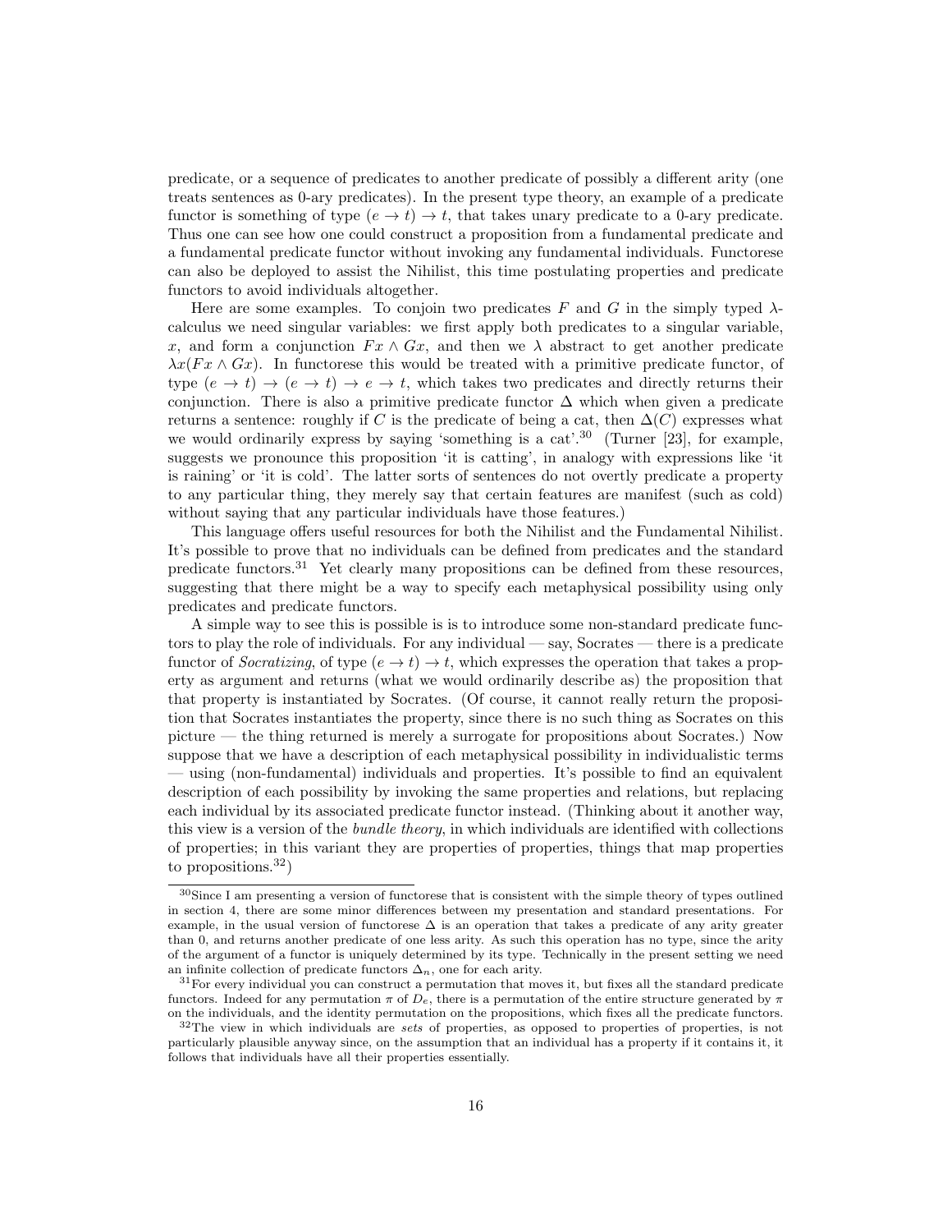predicate, or a sequence of predicates to another predicate of possibly a different arity (one treats sentences as 0-ary predicates). In the present type theory, an example of a predicate functor is something of type $(e \to t) \to t$, that takes unary predicate to a 0-ary predicate. Thus one can see how one could construct a proposition from a fundamental predicate and a fundamental predicate functor without invoking any fundamental individuals. Functorese can also be deployed to assist the Nihilist, this time postulating properties and predicate functors to avoid individuals altogether.

Here are some examples. To conjoin two predicates $F$ and $G$ in the simply typed $\lambda$-calculus we need singular variables: we first apply both predicates to a singular variable, $x$, and form a conjunction $Fx \wedge Gx$, and then we $\lambda$ abstract to get another predicate $\lambda x(Fx \wedge Gx)$. In functorese this would be treated with a primitive predicate functor, of type $(e \to t) \to (e \to t) \to e \to t$, which takes two predicates and directly returns their conjunction. There is also a primitive predicate functor $\Delta$ which when given a predicate returns a sentence: roughly if $C$ is the predicate of being a cat, then $\Delta(C)$ expresses what we would ordinarily express by saying 'something is a cat'.[30] (Turner [23], for example, suggests we pronounce this proposition 'it is catting', in analogy with expressions like 'it is raining' or 'it is cold'. The latter sorts of sentences do not overtly predicate a property to any particular thing, they merely say that certain features are manifest (such as cold) without saying that any particular individuals have those features.)

This language offers useful resources for both the Nihilist and the Fundamental Nihilist. It's possible to prove that no individuals can be defined from predicates and the standard predicate functors.[31] Yet clearly many propositions can be defined from these resources, suggesting that there might be a way to specify each metaphysical possibility using only predicates and predicate functors.

A simple way to see this is possible is is to introduce some non-standard predicate functors to play the role of individuals. For any individual — say, Socrates — there is a predicate functor of *Socratizing*, of type $(e \to t) \to t$, which expresses the operation that takes a property as argument and returns (what we would ordinarily describe as) the proposition that that property is instantiated by Socrates. (Of course, it cannot really return the proposition that Socrates instantiates the property, since there is no such thing as Socrates on this picture — the thing returned is merely a surrogate for propositions about Socrates.) Now suppose that we have a description of each metaphysical possibility in individualistic terms — using (non-fundamental) individuals and properties. It's possible to find an equivalent description of each possibility by invoking the same properties and relations, but replacing each individual by its associated predicate functor instead. (Thinking about it another way, this view is a version of the *bundle theory*, in which individuals are identified with collections of properties; in this variant they are properties of properties, things that map properties to propositions.[32])

---

[30] Since I am presenting a version of functorese that is consistent with the simple theory of types outlined in section 4, there are some minor differences between my presentation and standard presentations. For example, in the usual version of functorese $\Delta$ is an operation that takes a predicate of any arity greater than 0, and returns another predicate of one less arity. As such this operation has no type, since the arity of the argument of a functor is uniquely determined by its type. Technically in the present setting we need an infinite collection of predicate functors $\Delta_n$, one for each arity.

[31] For every individual you can construct a permutation that moves it, but fixes all the standard predicate functors. Indeed for any permutation $\pi$ of $D_e$, there is a permutation of the entire structure generated by $\pi$ on the individuals, and the identity permutation on the propositions, which fixes all the predicate functors.

[32] The view in which individuals are *sets* of properties, as opposed to properties of properties, is not particularly plausible anyway since, on the assumption that an individual has a property if it contains it, it follows that individuals have all their properties essentially.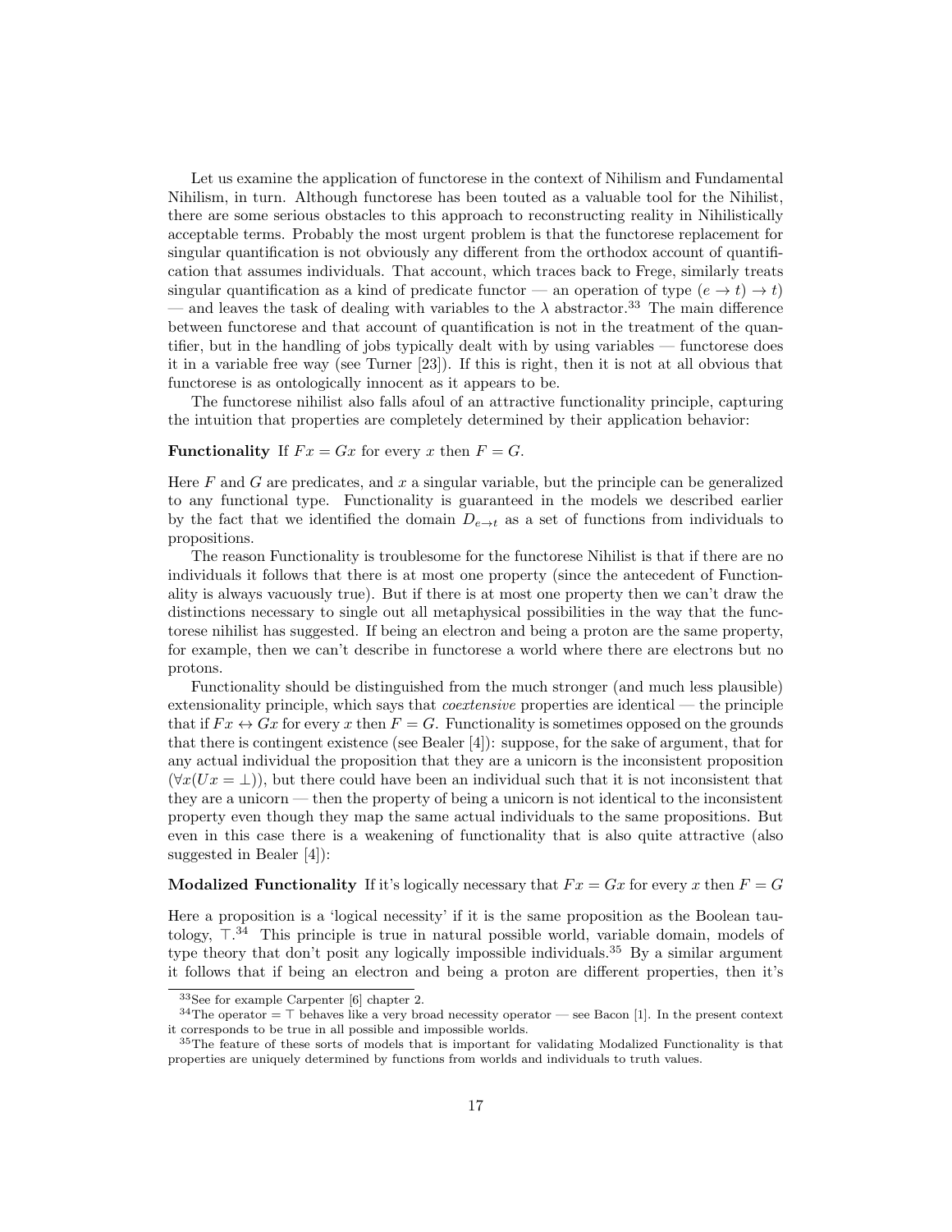Let us examine the application of functorese in the context of Nihilism and Fundamental Nihilism, in turn. Although functorese has been touted as a valuable tool for the Nihilist, there are some serious obstacles to this approach to reconstructing reality in Nihilistically acceptable terms. Probably the most urgent problem is that the functorese replacement for singular quantification is not obviously any different from the orthodox account of quantification that assumes individuals. That account, which traces back to Frege, similarly treats singular quantification as a kind of predicate functor — an operation of type $(e \to t) \to t)$ — and leaves the task of dealing with variables to the $\lambda$ abstractor.[33] The main difference between functorese and that account of quantification is not in the treatment of the quantifier, but in the handling of jobs typically dealt with by using variables — functorese does it in a variable free way (see Turner [23]). If this is right, then it is not at all obvious that functorese is as ontologically innocent as it appears to be.

The functorese nihilist also falls afoul of an attractive functionality principle, capturing the intuition that properties are completely determined by their application behavior:

**Functionality** If $Fx = Gx$ for every $x$ then $F = G$.

Here $F$ and $G$ are predicates, and $x$ a singular variable, but the principle can be generalized to any functional type. Functionality is guaranteed in the models we described earlier by the fact that we identified the domain $D_{e \to t}$ as a set of functions from individuals to propositions.

The reason Functionality is troublesome for the functorese Nihilist is that if there are no individuals it follows that there is at most one property (since the antecedent of Functionality is always vacuously true). But if there is at most one property then we can't draw the distinctions necessary to single out all metaphysical possibilities in the way that the functorese nihilist has suggested. If being an electron and being a proton are the same property, for example, then we can't describe in functorese a world where there are electrons but no protons.

Functionality should be distinguished from the much stronger (and much less plausible) extensionality principle, which says that *coextensive* properties are identical — the principle that if $Fx \leftrightarrow Gx$ for every $x$ then $F = G$. Functionality is sometimes opposed on the grounds that there is contingent existence (see Bealer [4]): suppose, for the sake of argument, that for any actual individual the proposition that they are a unicorn is the inconsistent proposition ($\forall x(Ux = \bot)$), but there could have been an individual such that it is not inconsistent that they are a unicorn — then the property of being a unicorn is not identical to the inconsistent property even though they map the same actual individuals to the same propositions. But even in this case there is a weakening of functionality that is also quite attractive (also suggested in Bealer [4]):

**Modalized Functionality** If it's logically necessary that $Fx = Gx$ for every $x$ then $F = G$

Here a proposition is a 'logical necessity' if it is the same proposition as the Boolean tautology, $\top$.[34] This principle is true in natural possible world, variable domain, models of type theory that don't posit any logically impossible individuals.[35] By a similar argument it follows that if being an electron and being a proton are different properties, then it's

[33] See for example Carpenter [6] chapter 2.

[34] The operator $= \top$ behaves like a very broad necessity operator — see Bacon [1]. In the present context it corresponds to be true in all possible and impossible worlds.

[35] The feature of these sorts of models that is important for validating Modalized Functionality is that properties are uniquely determined by functions from worlds and individuals to truth values.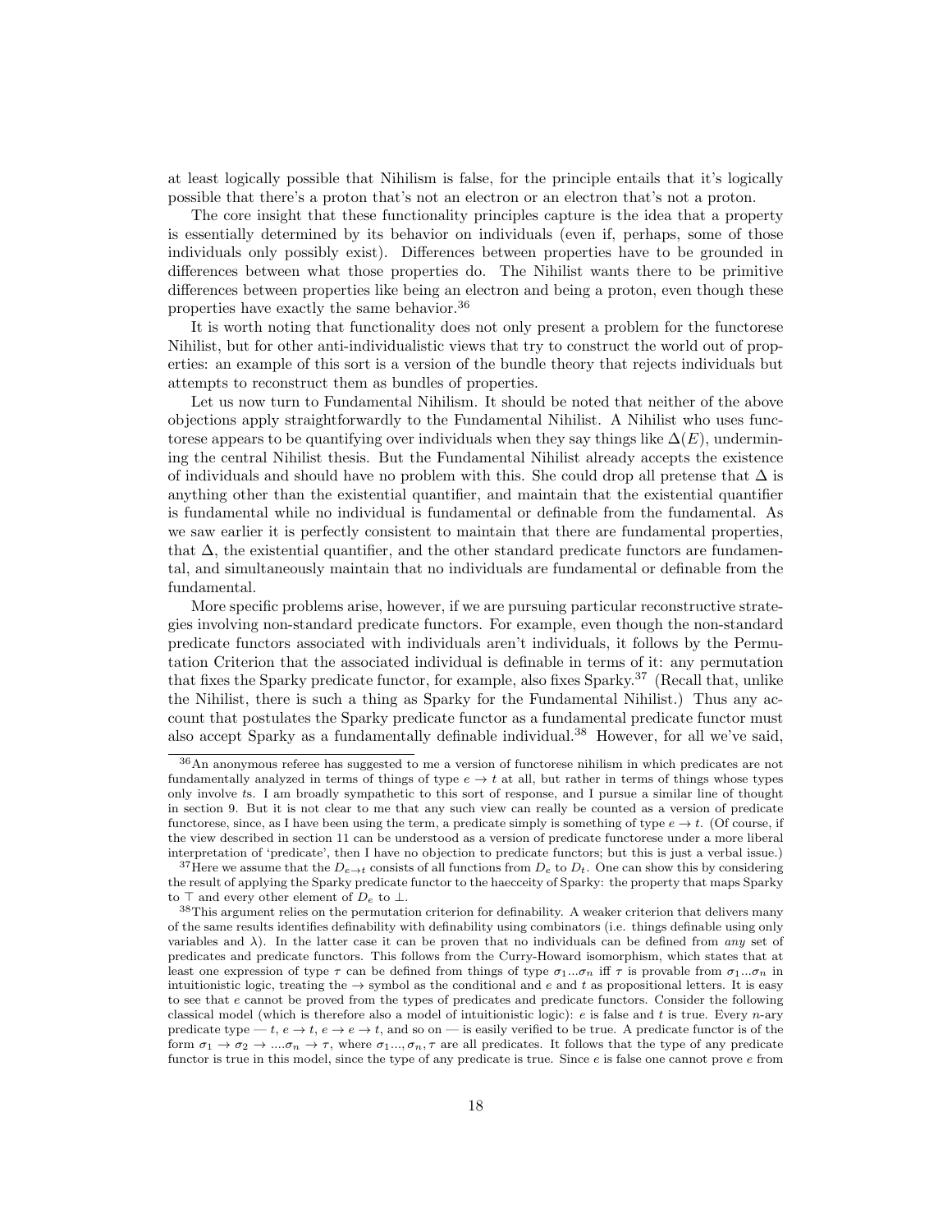at least logically possible that Nihilism is false, for the principle entails that it's logically possible that there's a proton that's not an electron or an electron that's not a proton.

The core insight that these functionality principles capture is the idea that a property is essentially determined by its behavior on individuals (even if, perhaps, some of those individuals only possibly exist). Differences between properties have to be grounded in differences between what those properties do. The Nihilist wants there to be primitive differences between properties like being an electron and being a proton, even though these properties have exactly the same behavior.[36]

It is worth noting that functionality does not only present a problem for the functorese Nihilist, but for other anti-individualistic views that try to construct the world out of properties: an example of this sort is a version of the bundle theory that rejects individuals but attempts to reconstruct them as bundles of properties.

Let us now turn to Fundamental Nihilism. It should be noted that neither of the above objections apply straightforwardly to the Fundamental Nihilist. A Nihilist who uses functorese appears to be quantifying over individuals when they say things like $\Delta(E)$, undermining the central Nihilist thesis. But the Fundamental Nihilist already accepts the existence of individuals and should have no problem with this. She could drop all pretense that $\Delta$ is anything other than the existential quantifier, and maintain that the existential quantifier is fundamental while no individual is fundamental or definable from the fundamental. As we saw earlier it is perfectly consistent to maintain that there are fundamental properties, that $\Delta$, the existential quantifier, and the other standard predicate functors are fundamental, and simultaneously maintain that no individuals are fundamental or definable from the fundamental.

More specific problems arise, however, if we are pursuing particular reconstructive strategies involving non-standard predicate functors. For example, even though the non-standard predicate functors associated with individuals aren't individuals, it follows by the Permutation Criterion that the associated individual is definable in terms of it: any permutation that fixes the Sparky predicate functor, for example, also fixes Sparky.[37] (Recall that, unlike the Nihilist, there is such a thing as Sparky for the Fundamental Nihilist.) Thus any account that postulates the Sparky predicate functor as a fundamental predicate functor must also accept Sparky as a fundamentally definable individual.[38] However, for all we've said,

---

[36] An anonymous referee has suggested to me a version of functorese nihilism in which predicates are not fundamentally analyzed in terms of things of type $e \to t$ at all, but rather in terms of things whose types only involve $t$s. I am broadly sympathetic to this sort of response, and I pursue a similar line of thought in section 9. But it is not clear to me that any such view can really be counted as a version of predicate functorese, since, as I have been using the term, a predicate simply is something of type $e \to t$. (Of course, if the view described in section 11 can be understood as a version of predicate functorese under a more liberal interpretation of 'predicate', then I have no objection to predicate functors; but this is just a verbal issue.)

[37] Here we assume that the $D_{e\to t}$ consists of all functions from $D_e$ to $D_t$. One can show this by considering the result of applying the Sparky predicate functor to the haecceity of Sparky: the property that maps Sparky to $\top$ and every other element of $D_e$ to $\bot$.

[38] This argument relies on the permutation criterion for definability. A weaker criterion that delivers many of the same results identifies definability with definability using combinators (i.e. things definable using only variables and $\lambda$). In the latter case it can be proven that no individuals can be defined from *any* set of predicates and predicate functors. This follows from the Curry-Howard isomorphism, which states that at least one expression of type $\tau$ can be defined from things of type $\sigma_1 ... \sigma_n$ iff $\tau$ is provable from $\sigma_1 ... \sigma_n$ in intuitionistic logic, treating the $\to$ symbol as the conditional and $e$ and $t$ as propositional letters. It is easy to see that $e$ cannot be proved from the types of predicates and predicate functors. Consider the following classical model (which is therefore also a model of intuitionistic logic): $e$ is false and $t$ is true. Every $n$-ary predicate type — $t$, $e \to t$, $e \to e \to t$, and so on — is easily verified to be true. A predicate functor is of the form $\sigma_1 \to \sigma_2 \to ....\sigma_n \to \tau$, where $\sigma_1 ..., \sigma_n, \tau$ are all predicates. It follows that the type of any predicate functor is true in this model, since the type of any predicate is true. Since $e$ is false one cannot prove $e$ from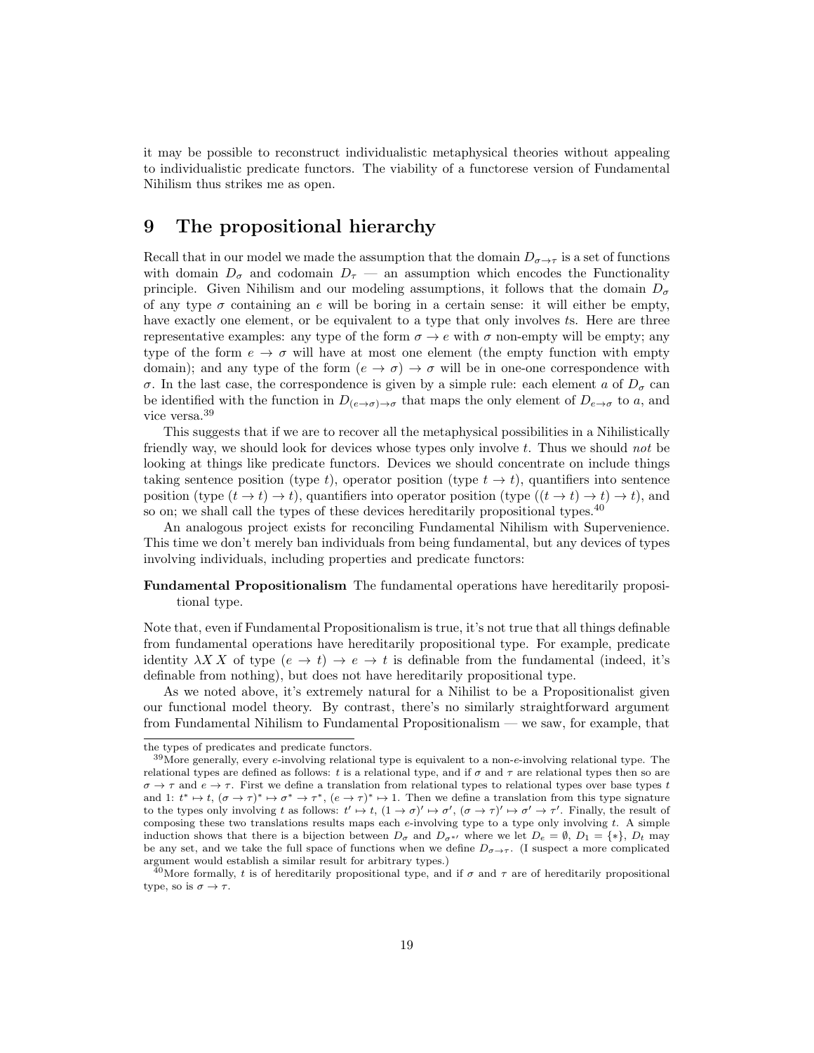it may be possible to reconstruct individualistic metaphysical theories without appealing to individualistic predicate functors. The viability of a functorese version of Fundamental Nihilism thus strikes me as open.

## 9 The propositional hierarchy

Recall that in our model we made the assumption that the domain $D_{\sigma\to\tau}$ is a set of functions with domain $D_\sigma$ and codomain $D_\tau$ — an assumption which encodes the Functionality principle. Given Nihilism and our modeling assumptions, it follows that the domain $D_\sigma$ of any type $\sigma$ containing an $e$ will be boring in a certain sense: it will either be empty, have exactly one element, or be equivalent to a type that only involves $t$s. Here are three representative examples: any type of the form $\sigma \to e$ with $\sigma$ non-empty will be empty; any type of the form $e \to \sigma$ will have at most one element (the empty function with empty domain); and any type of the form $(e \to \sigma) \to \sigma$ will be in one-one correspondence with $\sigma$. In the last case, the correspondence is given by a simple rule: each element $a$ of $D_\sigma$ can be identified with the function in $D_{(e\to\sigma)\to\sigma}$ that maps the only element of $D_{e\to\sigma}$ to $a$, and vice versa.[39]

This suggests that if we are to recover all the metaphysical possibilities in a Nihilistically friendly way, we should look for devices whose types only involve $t$. Thus we should *not* be looking at things like predicate functors. Devices we should concentrate on include things taking sentence position (type $t$), operator position (type $t \to t$), quantifiers into sentence position (type $(t \to t) \to t$), quantifiers into operator position (type $((t \to t) \to t) \to t$), and so on; we shall call the types of these devices hereditarily propositional types.[40]

An analogous project exists for reconciling Fundamental Nihilism with Supervenience. This time we don't merely ban individuals from being fundamental, but any devices of types involving individuals, including properties and predicate functors:

**Fundamental Propositionalism** The fundamental operations have hereditarily propositional type.

Note that, even if Fundamental Propositionalism is true, it's not true that all things definable from fundamental operations have hereditarily propositional type. For example, predicate identity $\lambda X\, X$ of type $(e \to t) \to e \to t$ is definable from the fundamental (indeed, it's definable from nothing), but does not have hereditarily propositional type.

As we noted above, it's extremely natural for a Nihilist to be a Propositionalist given our functional model theory. By contrast, there's no similarly straightforward argument from Fundamental Nihilism to Fundamental Propositionalism — we saw, for example, that

---

the types of predicates and predicate functors.

[39] More generally, every $e$-involving relational type is equivalent to a non-$e$-involving relational type. The relational types are defined as follows: $t$ is a relational type, and if $\sigma$ and $\tau$ are relational types then so are $\sigma \to \tau$ and $e \to \tau$. First we define a translation from relational types to relational types over base types $t$ and 1: $t^* \mapsto t$, $(\sigma \to \tau)^* \mapsto \sigma^* \to \tau^*$, $(e \to \tau)^* \mapsto 1$. Then we define a translation from this type signature to the types only involving $t$ as follows: $t' \mapsto t$, $(1 \to \sigma)' \mapsto \sigma'$, $(\sigma \to \tau)' \mapsto \sigma' \to \tau'$. Finally, the result of composing these two translations results maps each $e$-involving type to a type only involving $t$. A simple induction shows that there is a bijection between $D_\sigma$ and $D_{\sigma^{*\prime}}$ where we let $D_e = \emptyset$, $D_1 = \{*\}$, $D_t$ may be any set, and we take the full space of functions when we define $D_{\sigma\to\tau}$. (I suspect a more complicated argument would establish a similar result for arbitrary types.)

[40] More formally, $t$ is of hereditarily propositional type, and if $\sigma$ and $\tau$ are of hereditarily propositional type, so is $\sigma \to \tau$.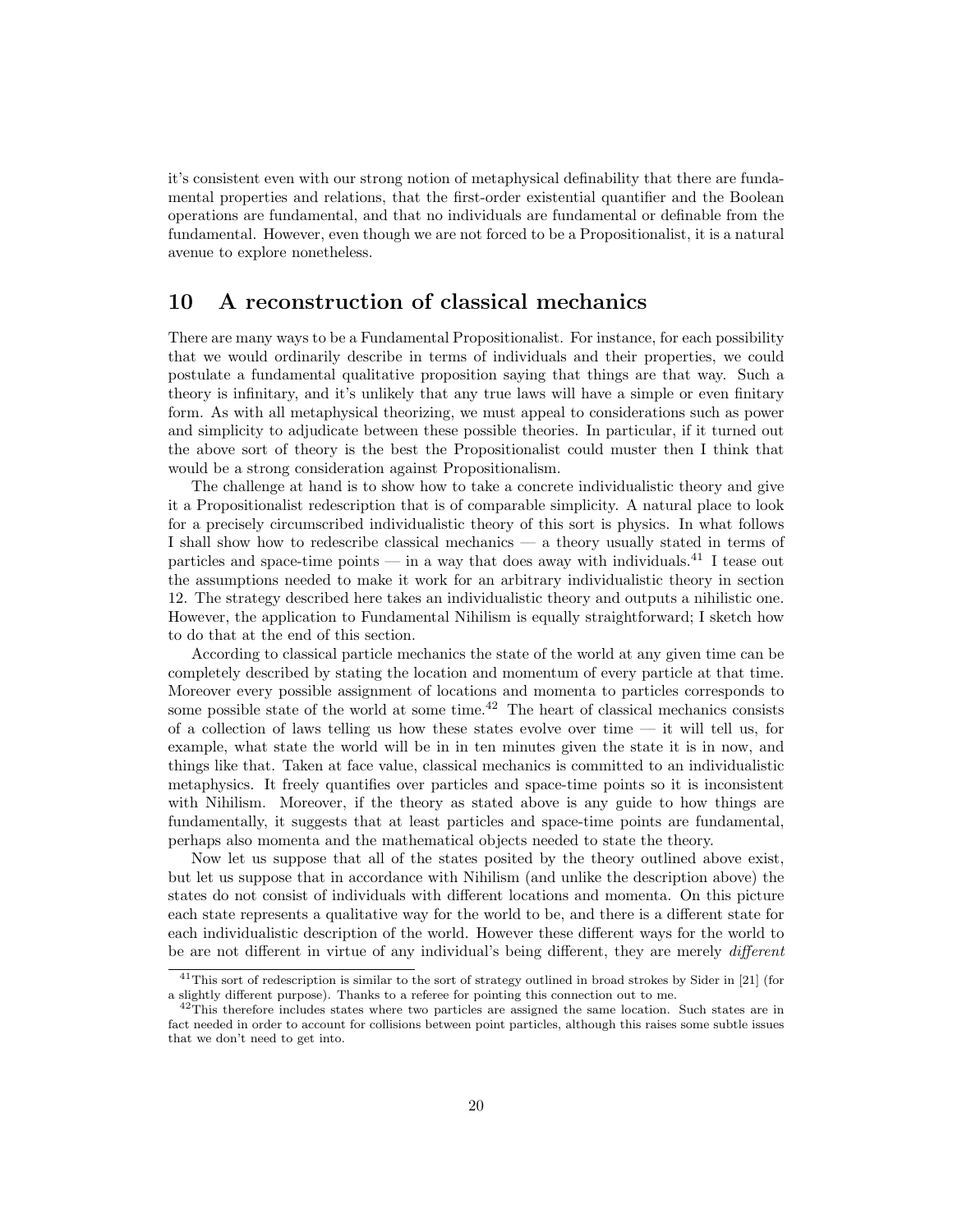it's consistent even with our strong notion of metaphysical definability that there are fundamental properties and relations, that the first-order existential quantifier and the Boolean operations are fundamental, and that no individuals are fundamental or definable from the fundamental. However, even though we are not forced to be a Propositionalist, it is a natural avenue to explore nonetheless.

## 10 A reconstruction of classical mechanics

There are many ways to be a Fundamental Propositionalist. For instance, for each possibility that we would ordinarily describe in terms of individuals and their properties, we could postulate a fundamental qualitative proposition saying that things are that way. Such a theory is infinitary, and it's unlikely that any true laws will have a simple or even finitary form. As with all metaphysical theorizing, we must appeal to considerations such as power and simplicity to adjudicate between these possible theories. In particular, if it turned out the above sort of theory is the best the Propositionalist could muster then I think that would be a strong consideration against Propositionalism.

The challenge at hand is to show how to take a concrete individualistic theory and give it a Propositionalist redescription that is of comparable simplicity. A natural place to look for a precisely circumscribed individualistic theory of this sort is physics. In what follows I shall show how to redescribe classical mechanics — a theory usually stated in terms of particles and space-time points — in a way that does away with individuals.[41] I tease out the assumptions needed to make it work for an arbitrary individualistic theory in section 12. The strategy described here takes an individualistic theory and outputs a nihilistic one. However, the application to Fundamental Nihilism is equally straightforward; I sketch how to do that at the end of this section.

According to classical particle mechanics the state of the world at any given time can be completely described by stating the location and momentum of every particle at that time. Moreover every possible assignment of locations and momenta to particles corresponds to some possible state of the world at some time.[42] The heart of classical mechanics consists of a collection of laws telling us how these states evolve over time — it will tell us, for example, what state the world will be in in ten minutes given the state it is in now, and things like that. Taken at face value, classical mechanics is committed to an individualistic metaphysics. It freely quantifies over particles and space-time points so it is inconsistent with Nihilism. Moreover, if the theory as stated above is any guide to how things are fundamentally, it suggests that at least particles and space-time points are fundamental, perhaps also momenta and the mathematical objects needed to state the theory.

Now let us suppose that all of the states posited by the theory outlined above exist, but let us suppose that in accordance with Nihilism (and unlike the description above) the states do not consist of individuals with different locations and momenta. On this picture each state represents a qualitative way for the world to be, and there is a different state for each individualistic description of the world. However these different ways for the world to be are not different in virtue of any individual's being different, they are merely *different*

[41] This sort of redescription is similar to the sort of strategy outlined in broad strokes by Sider in [21] (for a slightly different purpose). Thanks to a referee for pointing this connection out to me.

[42] This therefore includes states where two particles are assigned the same location. Such states are in fact needed in order to account for collisions between point particles, although this raises some subtle issues that we don't need to get into.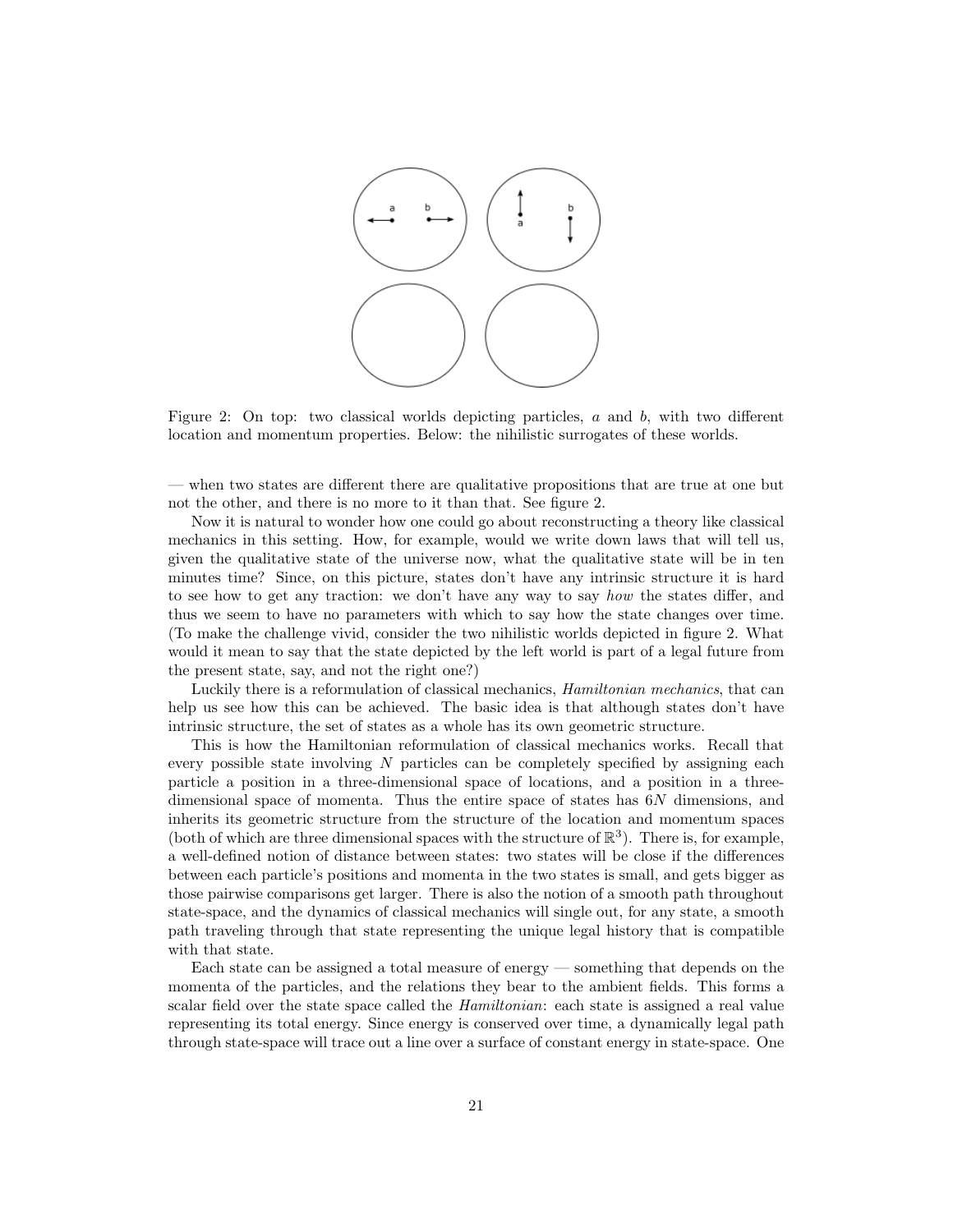Figure 2: On top: two classical worlds depicting particles, $a$ and $b$, with two different location and momentum properties. Below: the nihilistic surrogates of these worlds.

— when two states are different there are qualitative propositions that are true at one but not the other, and there is no more to it than that. See figure 2.

Now it is natural to wonder how one could go about reconstructing a theory like classical mechanics in this setting. How, for example, would we write down laws that will tell us, given the qualitative state of the universe now, what the qualitative state will be in ten minutes time? Since, on this picture, states don't have any intrinsic structure it is hard to see how to get any traction: we don't have any way to say *how* the states differ, and thus we seem to have no parameters with which to say how the state changes over time. (To make the challenge vivid, consider the two nihilistic worlds depicted in figure 2. What would it mean to say that the state depicted by the left world is part of a legal future from the present state, say, and not the right one?)

Luckily there is a reformulation of classical mechanics, *Hamiltonian mechanics*, that can help us see how this can be achieved. The basic idea is that although states don't have intrinsic structure, the set of states as a whole has its own geometric structure.

This is how the Hamiltonian reformulation of classical mechanics works. Recall that every possible state involving $N$ particles can be completely specified by assigning each particle a position in a three-dimensional space of locations, and a position in a three-dimensional space of momenta. Thus the entire space of states has $6N$ dimensions, and inherits its geometric structure from the structure of the location and momentum spaces (both of which are three dimensional spaces with the structure of $\mathbb{R}^3$). There is, for example, a well-defined notion of distance between states: two states will be close if the differences between each particle's positions and momenta in the two states is small, and gets bigger as those pairwise comparisons get larger. There is also the notion of a smooth path throughout state-space, and the dynamics of classical mechanics will single out, for any state, a smooth path traveling through that state representing the unique legal history that is compatible with that state.

Each state can be assigned a total measure of energy — something that depends on the momenta of the particles, and the relations they bear to the ambient fields. This forms a scalar field over the state space called the *Hamiltonian*: each state is assigned a real value representing its total energy. Since energy is conserved over time, a dynamically legal path through state-space will trace out a line over a surface of constant energy in state-space. One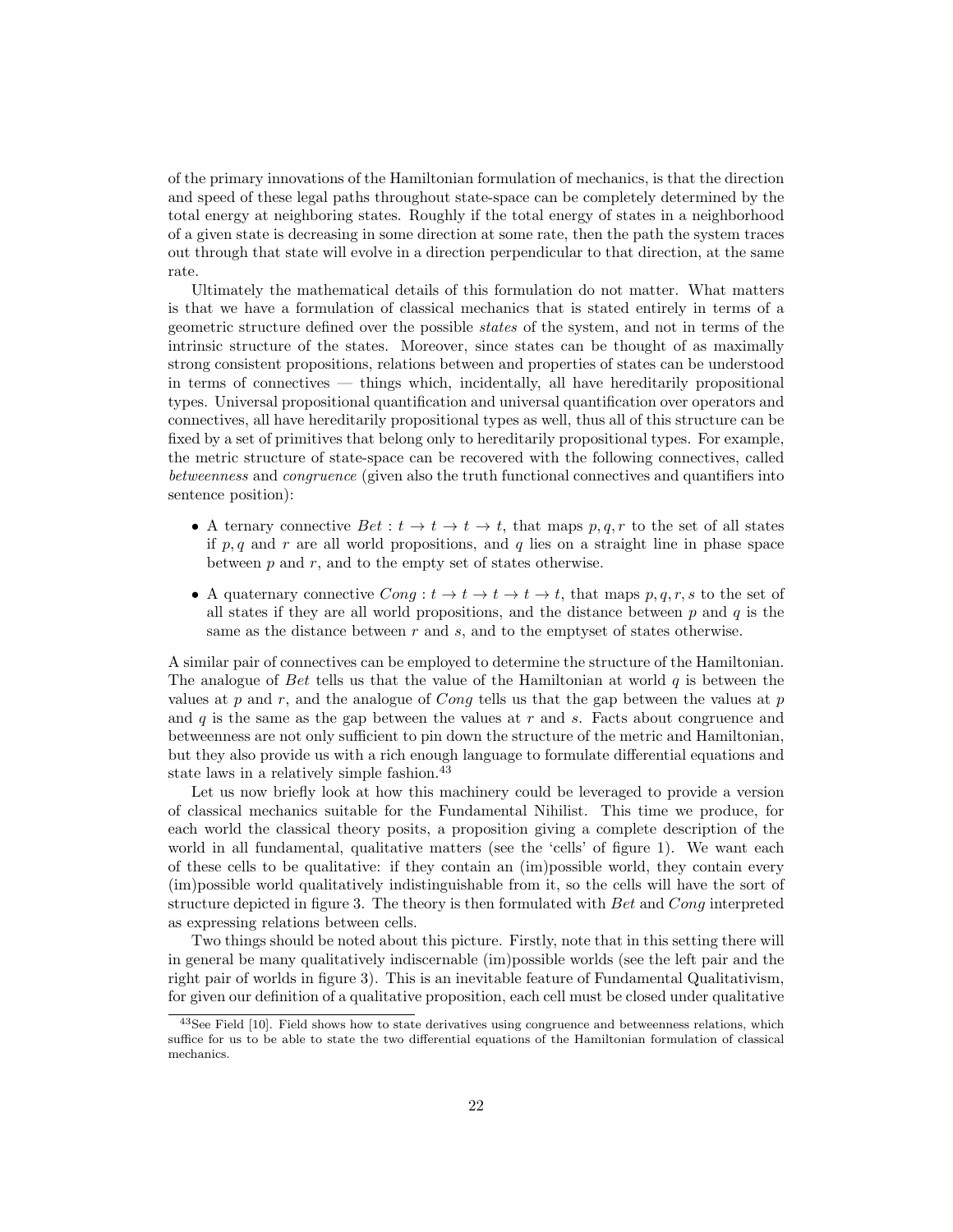of the primary innovations of the Hamiltonian formulation of mechanics, is that the direction and speed of these legal paths throughout state-space can be completely determined by the total energy at neighboring states. Roughly if the total energy of states in a neighborhood of a given state is decreasing in some direction at some rate, then the path the system traces out through that state will evolve in a direction perpendicular to that direction, at the same rate.

Ultimately the mathematical details of this formulation do not matter. What matters is that we have a formulation of classical mechanics that is stated entirely in terms of a geometric structure defined over the possible *states* of the system, and not in terms of the intrinsic structure of the states. Moreover, since states can be thought of as maximally strong consistent propositions, relations between and properties of states can be understood in terms of connectives — things which, incidentally, all have hereditarily propositional types. Universal propositional quantification and universal quantification over operators and connectives, all have hereditarily propositional types as well, thus all of this structure can be fixed by a set of primitives that belong only to hereditarily propositional types. For example, the metric structure of state-space can be recovered with the following connectives, called *betweenness* and *congruence* (given also the truth functional connectives and quantifiers into sentence position):

- A ternary connective $Bet : t \to t \to t \to t$, that maps $p, q, r$ to the set of all states if $p, q$ and $r$ are all world propositions, and $q$ lies on a straight line in phase space between $p$ and $r$, and to the empty set of states otherwise.
- A quaternary connective $Cong : t \to t \to t \to t \to t$, that maps $p, q, r, s$ to the set of all states if they are all world propositions, and the distance between $p$ and $q$ is the same as the distance between $r$ and $s$, and to the emptyset of states otherwise.

A similar pair of connectives can be employed to determine the structure of the Hamiltonian. The analogue of $Bet$ tells us that the value of the Hamiltonian at world $q$ is between the values at $p$ and $r$, and the analogue of $Cong$ tells us that the gap between the values at $p$ and $q$ is the same as the gap between the values at $r$ and $s$. Facts about congruence and betweenness are not only sufficient to pin down the structure of the metric and Hamiltonian, but they also provide us with a rich enough language to formulate differential equations and state laws in a relatively simple fashion.[43]

Let us now briefly look at how this machinery could be leveraged to provide a version of classical mechanics suitable for the Fundamental Nihilist. This time we produce, for each world the classical theory posits, a proposition giving a complete description of the world in all fundamental, qualitative matters (see the 'cells' of figure 1). We want each of these cells to be qualitative: if they contain an (im)possible world, they contain every (im)possible world qualitatively indistinguishable from it, so the cells will have the sort of structure depicted in figure 3. The theory is then formulated with $Bet$ and $Cong$ interpreted as expressing relations between cells.

Two things should be noted about this picture. Firstly, note that in this setting there will in general be many qualitatively indiscernable (im)possible worlds (see the left pair and the right pair of worlds in figure 3). This is an inevitable feature of Fundamental Qualitativism, for given our definition of a qualitative proposition, each cell must be closed under qualitative

[43] See Field [10]. Field shows how to state derivatives using congruence and betweenness relations, which suffice for us to be able to state the two differential equations of the Hamiltonian formulation of classical mechanics.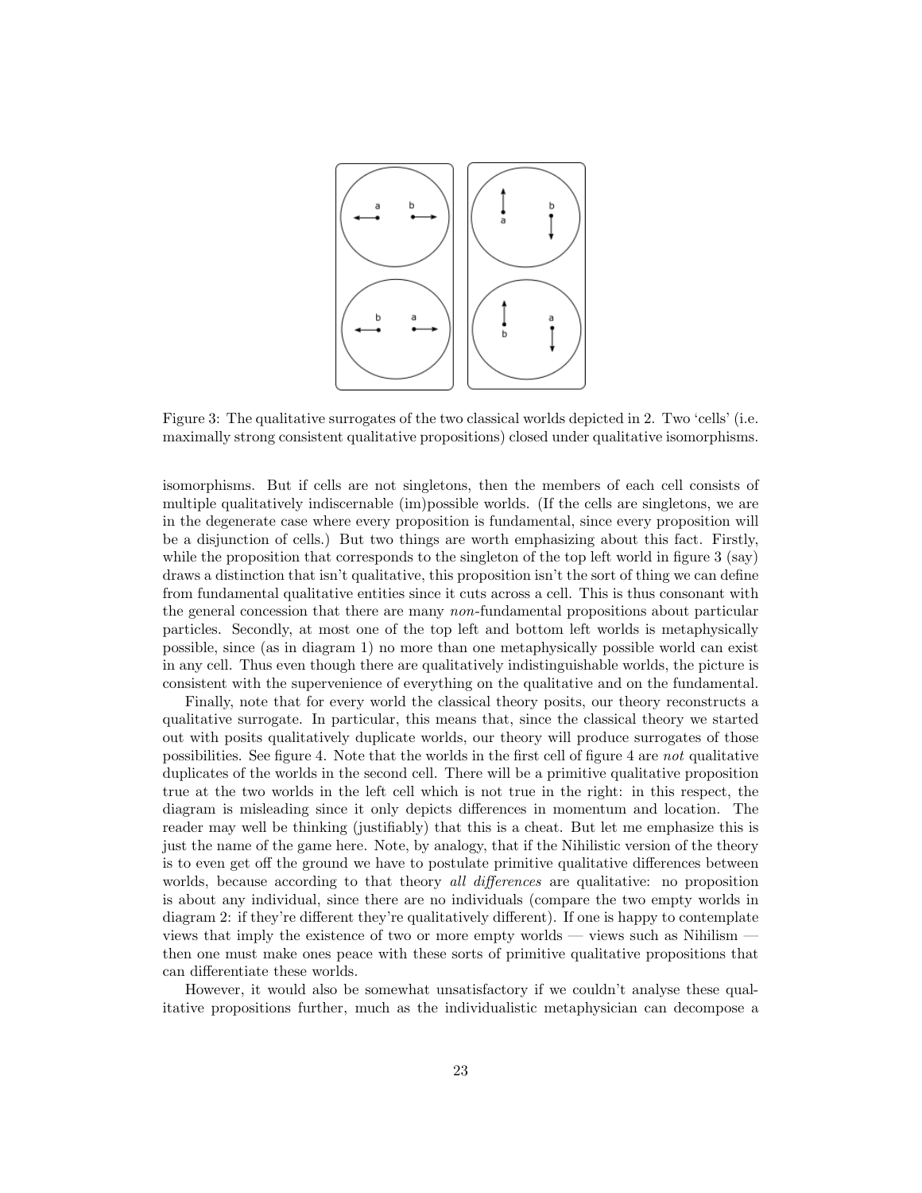Figure 3: The qualitative surrogates of the two classical worlds depicted in 2. Two 'cells' (i.e. maximally strong consistent qualitative propositions) closed under qualitative isomorphisms.

isomorphisms. But if cells are not singletons, then the members of each cell consists of multiple qualitatively indiscernable (im)possible worlds. (If the cells are singletons, we are in the degenerate case where every proposition is fundamental, since every proposition will be a disjunction of cells.) But two things are worth emphasizing about this fact. Firstly, while the proposition that corresponds to the singleton of the top left world in figure 3 (say) draws a distinction that isn't qualitative, this proposition isn't the sort of thing we can define from fundamental qualitative entities since it cuts across a cell. This is thus consonant with the general concession that there are many *non*-fundamental propositions about particular particles. Secondly, at most one of the top left and bottom left worlds is metaphysically possible, since (as in diagram 1) no more than one metaphysically possible world can exist in any cell. Thus even though there are qualitatively indistinguishable worlds, the picture is consistent with the supervenience of everything on the qualitative and on the fundamental.

Finally, note that for every world the classical theory posits, our theory reconstructs a qualitative surrogate. In particular, this means that, since the classical theory we started out with posits qualitatively duplicate worlds, our theory will produce surrogates of those possibilities. See figure 4. Note that the worlds in the first cell of figure 4 are *not* qualitative duplicates of the worlds in the second cell. There will be a primitive qualitative proposition true at the two worlds in the left cell which is not true in the right: in this respect, the diagram is misleading since it only depicts differences in momentum and location. The reader may well be thinking (justifiably) that this is a cheat. But let me emphasize this is just the name of the game here. Note, by analogy, that if the Nihilistic version of the theory is to even get off the ground we have to postulate primitive qualitative differences between worlds, because according to that theory *all differences* are qualitative: no proposition is about any individual, since there are no individuals (compare the two empty worlds in diagram 2: if they're different they're qualitatively different). If one is happy to contemplate views that imply the existence of two or more empty worlds — views such as Nihilism — then one must make ones peace with these sorts of primitive qualitative propositions that can differentiate these worlds.

However, it would also be somewhat unsatisfactory if we couldn't analyse these qualitative propositions further, much as the individualistic metaphysician can decompose a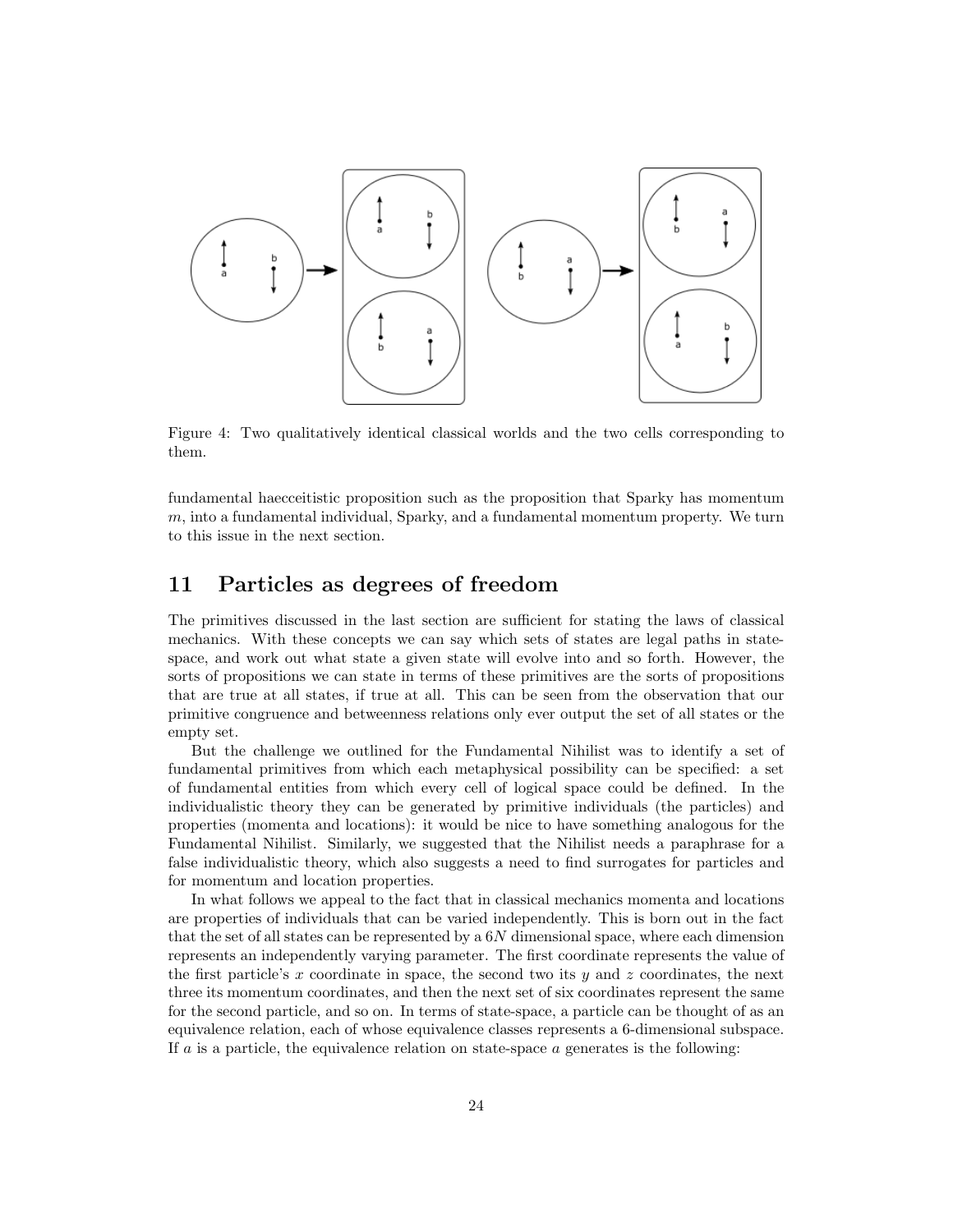Figure 4: Two qualitatively identical classical worlds and the two cells corresponding to them.

fundamental haecceitistic proposition such as the proposition that Sparky has momentum $m$, into a fundamental individual, Sparky, and a fundamental momentum property. We turn to this issue in the next section.

## 11 Particles as degrees of freedom

The primitives discussed in the last section are sufficient for stating the laws of classical mechanics. With these concepts we can say which sets of states are legal paths in state-space, and work out what state a given state will evolve into and so forth. However, the sorts of propositions we can state in terms of these primitives are the sorts of propositions that are true at all states, if true at all. This can be seen from the observation that our primitive congruence and betweenness relations only ever output the set of all states or the empty set.

But the challenge we outlined for the Fundamental Nihilist was to identify a set of fundamental primitives from which each metaphysical possibility can be specified: a set of fundamental entities from which every cell of logical space could be defined. In the individualistic theory they can be generated by primitive individuals (the particles) and properties (momenta and locations): it would be nice to have something analogous for the Fundamental Nihilist. Similarly, we suggested that the Nihilist needs a paraphrase for a false individualistic theory, which also suggests a need to find surrogates for particles and for momentum and location properties.

In what follows we appeal to the fact that in classical mechanics momenta and locations are properties of individuals that can be varied independently. This is born out in the fact that the set of all states can be represented by a $6N$ dimensional space, where each dimension represents an independently varying parameter. The first coordinate represents the value of the first particle's $x$ coordinate in space, the second two its $y$ and $z$ coordinates, the next three its momentum coordinates, and then the next set of six coordinates represent the same for the second particle, and so on. In terms of state-space, a particle can be thought of as an equivalence relation, each of whose equivalence classes represents a 6-dimensional subspace. If $a$ is a particle, the equivalence relation on state-space $a$ generates is the following: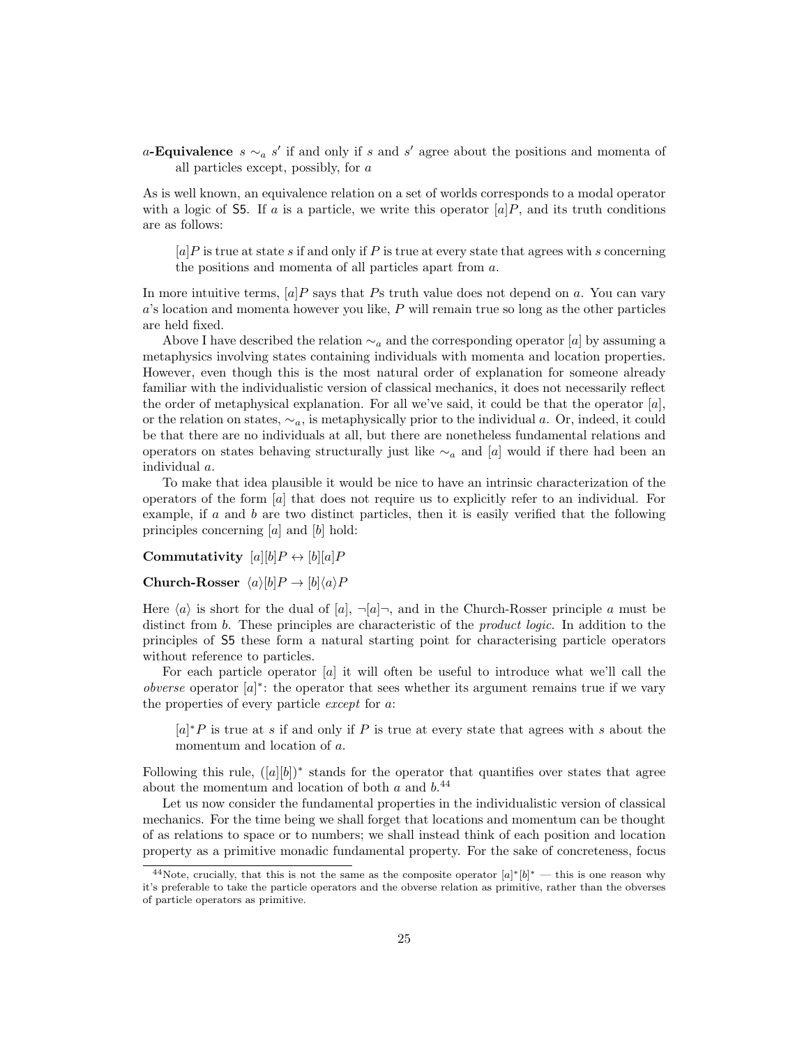**$a$-Equivalence** $s \sim_a s'$ if and only if $s$ and $s'$ agree about the positions and momenta of all particles except, possibly, for $a$

As is well known, an equivalence relation on a set of worlds corresponds to a modal operator with a logic of S5. If $a$ is a particle, we write this operator $[a]P$, and its truth conditions are as follows:

> $[a]P$ is true at state $s$ if and only if $P$ is true at every state that agrees with $s$ concerning the positions and momenta of all particles apart from $a$.

In more intuitive terms, $[a]P$ says that $P$s truth value does not depend on $a$. You can vary $a$'s location and momenta however you like, $P$ will remain true so long as the other particles are held fixed.

Above I have described the relation $\sim_a$ and the corresponding operator $[a]$ by assuming a metaphysics involving states containing individuals with momenta and location properties. However, even though this is the most natural order of explanation for someone already familiar with the individualistic version of classical mechanics, it does not necessarily reflect the order of metaphysical explanation. For all we've said, it could be that the operator $[a]$, or the relation on states, $\sim_a$, is metaphysically prior to the individual $a$. Or, indeed, it could be that there are no individuals at all, but there are nonetheless fundamental relations and operators on states behaving structurally just like $\sim_a$ and $[a]$ would if there had been an individual $a$.

To make that idea plausible it would be nice to have an intrinsic characterization of the operators of the form $[a]$ that does not require us to explicitly refer to an individual. For example, if $a$ and $b$ are two distinct particles, then it is easily verified that the following principles concerning $[a]$ and $[b]$ hold:

**Commutativity** $[a][b]P \leftrightarrow [b][a]P$

**Church-Rosser** $\langle a\rangle[b]P \rightarrow [b]\langle a\rangle P$

Here $\langle a\rangle$ is short for the dual of $[a]$, $\neg[a]\neg$, and in the Church-Rosser principle $a$ must be distinct from $b$. These principles are characteristic of the *product logic*. In addition to the principles of S5 these form a natural starting point for characterising particle operators without reference to particles.

For each particle operator $[a]$ it will often be useful to introduce what we'll call the *obverse* operator $[a]^*$: the operator that sees whether its argument remains true if we vary the properties of every particle *except* for $a$:

> $[a]^*P$ is true at $s$ if and only if $P$ is true at every state that agrees with $s$ about the momentum and location of $a$.

Following this rule, $([a][b])^*$ stands for the operator that quantifies over states that agree about the momentum and location of both $a$ and $b$.[44]

Let us now consider the fundamental properties in the individualistic version of classical mechanics. For the time being we shall forget that locations and momentum can be thought of as relations to space or to numbers; we shall instead think of each position and location property as a primitive monadic fundamental property. For the sake of concreteness, focus

[44] Note, crucially, that this is not the same as the composite operator $[a]^*[b]^*$ — this is one reason why it's preferable to take the particle operators and the obverse relation as primitive, rather than the obverses of particle operators as primitive.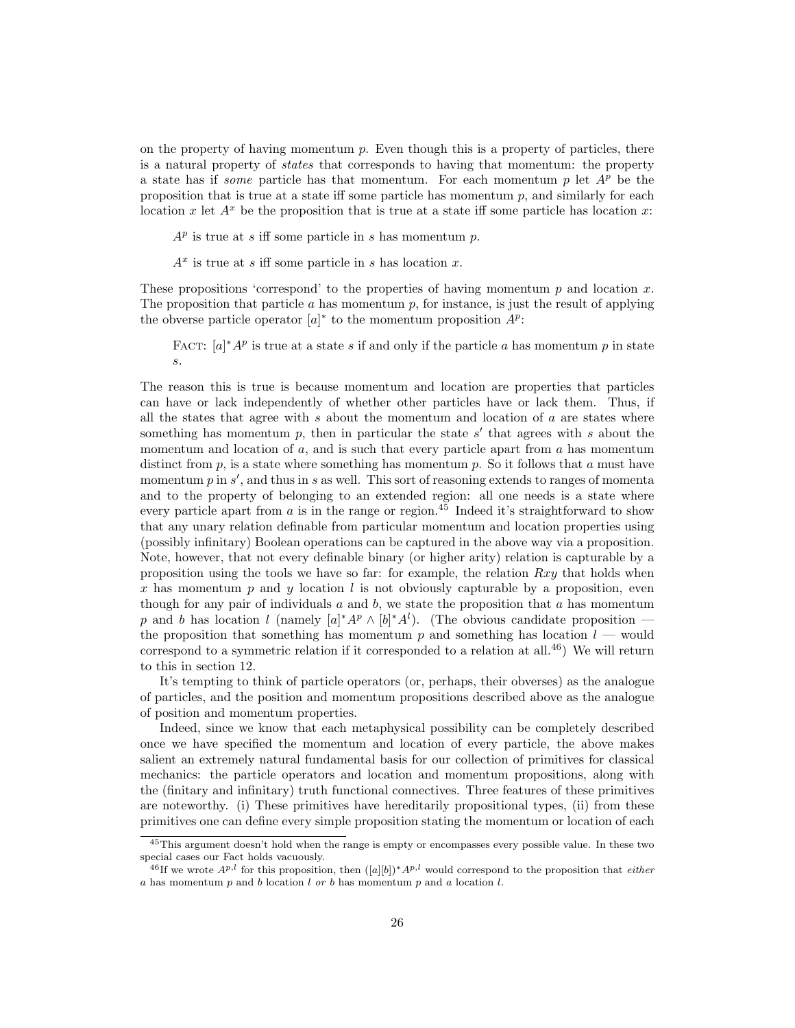on the property of having momentum $p$. Even though this is a property of particles, there is a natural property of *states* that corresponds to having that momentum: the property a state has if *some* particle has that momentum. For each momentum $p$ let $A^p$ be the proposition that is true at a state iff some particle has momentum $p$, and similarly for each location $x$ let $A^x$ be the proposition that is true at a state iff some particle has location $x$:

> $A^p$ is true at $s$ iff some particle in $s$ has momentum $p$.
>
> $A^x$ is true at $s$ iff some particle in $s$ has location $x$.

These propositions 'correspond' to the properties of having momentum $p$ and location $x$. The proposition that particle $a$ has momentum $p$, for instance, is just the result of applying the obverse particle operator $[a]^*$ to the momentum proposition $A^p$:

> Fact: $[a]^*A^p$ is true at a state $s$ if and only if the particle $a$ has momentum $p$ in state $s$.

The reason this is true is because momentum and location are properties that particles can have or lack independently of whether other particles have or lack them. Thus, if all the states that agree with $s$ about the momentum and location of $a$ are states where something has momentum $p$, then in particular the state $s'$ that agrees with $s$ about the momentum and location of $a$, and is such that every particle apart from $a$ has momentum distinct from $p$, is a state where something has momentum $p$. So it follows that $a$ must have momentum $p$ in $s'$, and thus in $s$ as well. This sort of reasoning extends to ranges of momenta and to the property of belonging to an extended region: all one needs is a state where every particle apart from $a$ is in the range or region.[45] Indeed it's straightforward to show that any unary relation definable from particular momentum and location properties using (possibly infinitary) Boolean operations can be captured in the above way via a proposition. Note, however, that not every definable binary (or higher arity) relation is capturable by a proposition using the tools we have so far: for example, the relation $Rxy$ that holds when $x$ has momentum $p$ and $y$ location $l$ is not obviously capturable by a proposition, even though for any pair of individuals $a$ and $b$, we state the proposition that $a$ has momentum $p$ and $b$ has location $l$ (namely $[a]^*A^p \wedge [b]^*A^l$). (The obvious candidate proposition — the proposition that something has momentum $p$ and something has location $l$ — would correspond to a symmetric relation if it corresponded to a relation at all.[46]) We will return to this in section 12.

It's tempting to think of particle operators (or, perhaps, their obverses) as the analogue of particles, and the position and momentum propositions described above as the analogue of position and momentum properties.

Indeed, since we know that each metaphysical possibility can be completely described once we have specified the momentum and location of every particle, the above makes salient an extremely natural fundamental basis for our collection of primitives for classical mechanics: the particle operators and location and momentum propositions, along with the (finitary and infinitary) truth functional connectives. Three features of these primitives are noteworthy. (i) These primitives have hereditarily propositional types, (ii) from these primitives one can define every simple proposition stating the momentum or location of each

---

[45] This argument doesn't hold when the range is empty or encompasses every possible value. In these two special cases our Fact holds vacuously.

[46] If we wrote $A^{p,l}$ for this proposition, then $([a][b])^*A^{p,l}$ would correspond to the proposition that *either* $a$ has momentum $p$ and $b$ location $l$ *or* $b$ has momentum $p$ and $a$ location $l$.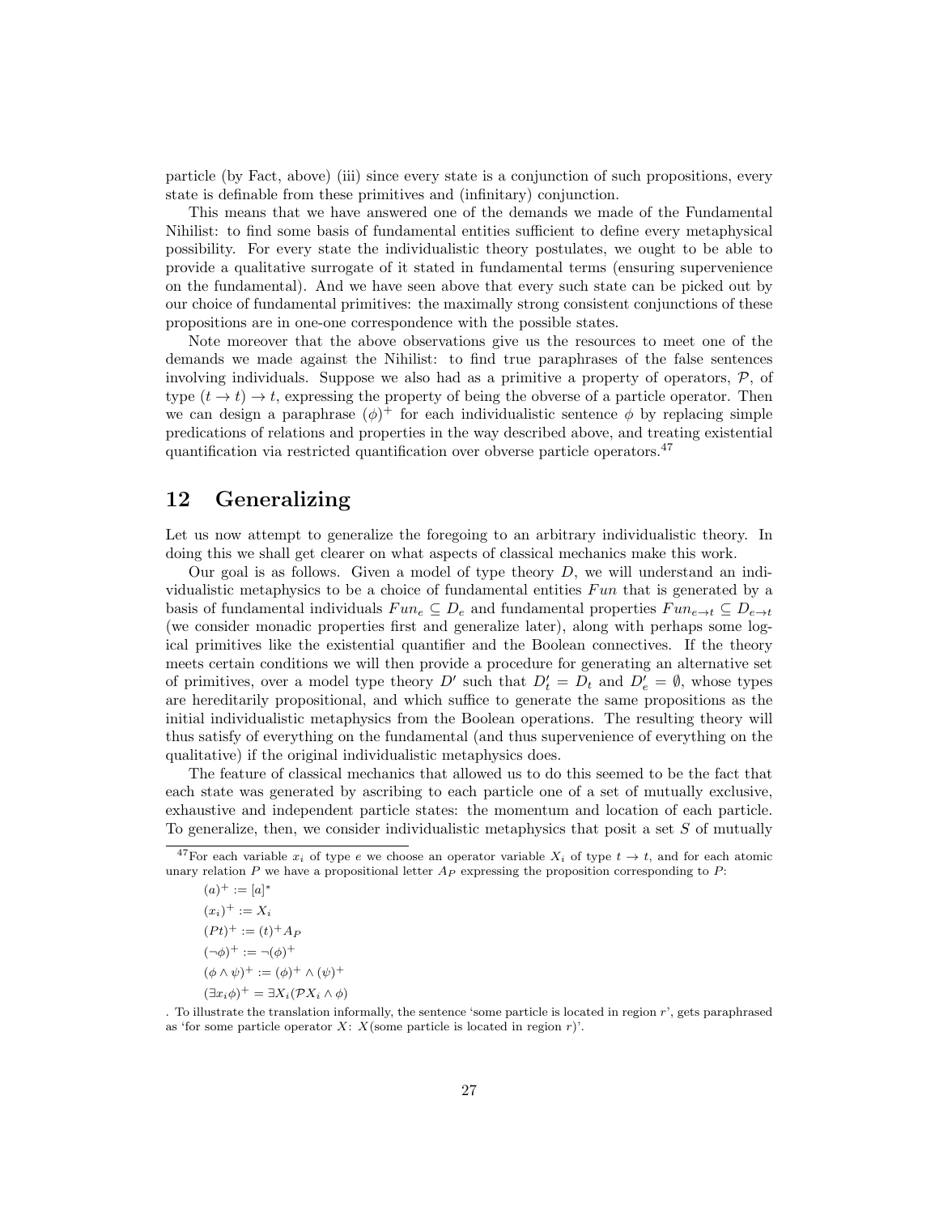particle (by Fact, above) (iii) since every state is a conjunction of such propositions, every state is definable from these primitives and (infinitary) conjunction.

This means that we have answered one of the demands we made of the Fundamental Nihilist: to find some basis of fundamental entities sufficient to define every metaphysical possibility. For every state the individualistic theory postulates, we ought to be able to provide a qualitative surrogate of it stated in fundamental terms (ensuring supervenience on the fundamental). And we have seen above that every such state can be picked out by our choice of fundamental primitives: the maximally strong consistent conjunctions of these propositions are in one-one correspondence with the possible states.

Note moreover that the above observations give us the resources to meet one of the demands we made against the Nihilist: to find true paraphrases of the false sentences involving individuals. Suppose we also had as a primitive a property of operators, $\mathcal{P}$, of type $(t \to t) \to t$, expressing the property of being the obverse of a particle operator. Then we can design a paraphrase $(\phi)^+$ for each individualistic sentence $\phi$ by replacing simple predications of relations and properties in the way described above, and treating existential quantification via restricted quantification over obverse particle operators.[47]

## 12 Generalizing

Let us now attempt to generalize the foregoing to an arbitrary individualistic theory. In doing this we shall get clearer on what aspects of classical mechanics make this work.

Our goal is as follows. Given a model of type theory $D$, we will understand an individualistic metaphysics to be a choice of fundamental entities $Fun$ that is generated by a basis of fundamental individuals $Fun_e \subseteq D_e$ and fundamental properties $Fun_{e\to t} \subseteq D_{e\to t}$ (we consider monadic properties first and generalize later), along with perhaps some logical primitives like the existential quantifier and the Boolean connectives. If the theory meets certain conditions we will then provide a procedure for generating an alternative set of primitives, over a model type theory $D'$ such that $D'_t = D_t$ and $D'_e = \emptyset$, whose types are hereditarily propositional, and which suffice to generate the same propositions as the initial individualistic metaphysics from the Boolean operations. The resulting theory will thus satisfy of everything on the fundamental (and thus supervenience of everything on the qualitative) if the original individualistic metaphysics does.

The feature of classical mechanics that allowed us to do this seemed to be the fact that each state was generated by ascribing to each particle one of a set of mutually exclusive, exhaustive and independent particle states: the momentum and location of each particle. To generalize, then, we consider individualistic metaphysics that posit a set $S$ of mutually

[47]For each variable $x_i$ of type $e$ we choose an operator variable $X_i$ of type $t \to t$, and for each atomic unary relation $P$ we have a propositional letter $A_P$ expressing the proposition corresponding to $P$:

$(a)^+ := [a]^*$

$(x_i)^+ := X_i$

$(Pt)^+ := (t)^+ A_P$

$(\neg\phi)^+ := \neg(\phi)^+$

$(\phi \wedge \psi)^+ := (\phi)^+ \wedge (\psi)^+$

$(\exists x_i \phi)^+ = \exists X_i(\mathcal{P}X_i \wedge \phi)$

. To illustrate the translation informally, the sentence 'some particle is located in region $r$', gets paraphrased as 'for some particle operator $X$: $X$(some particle is located in region $r$)'.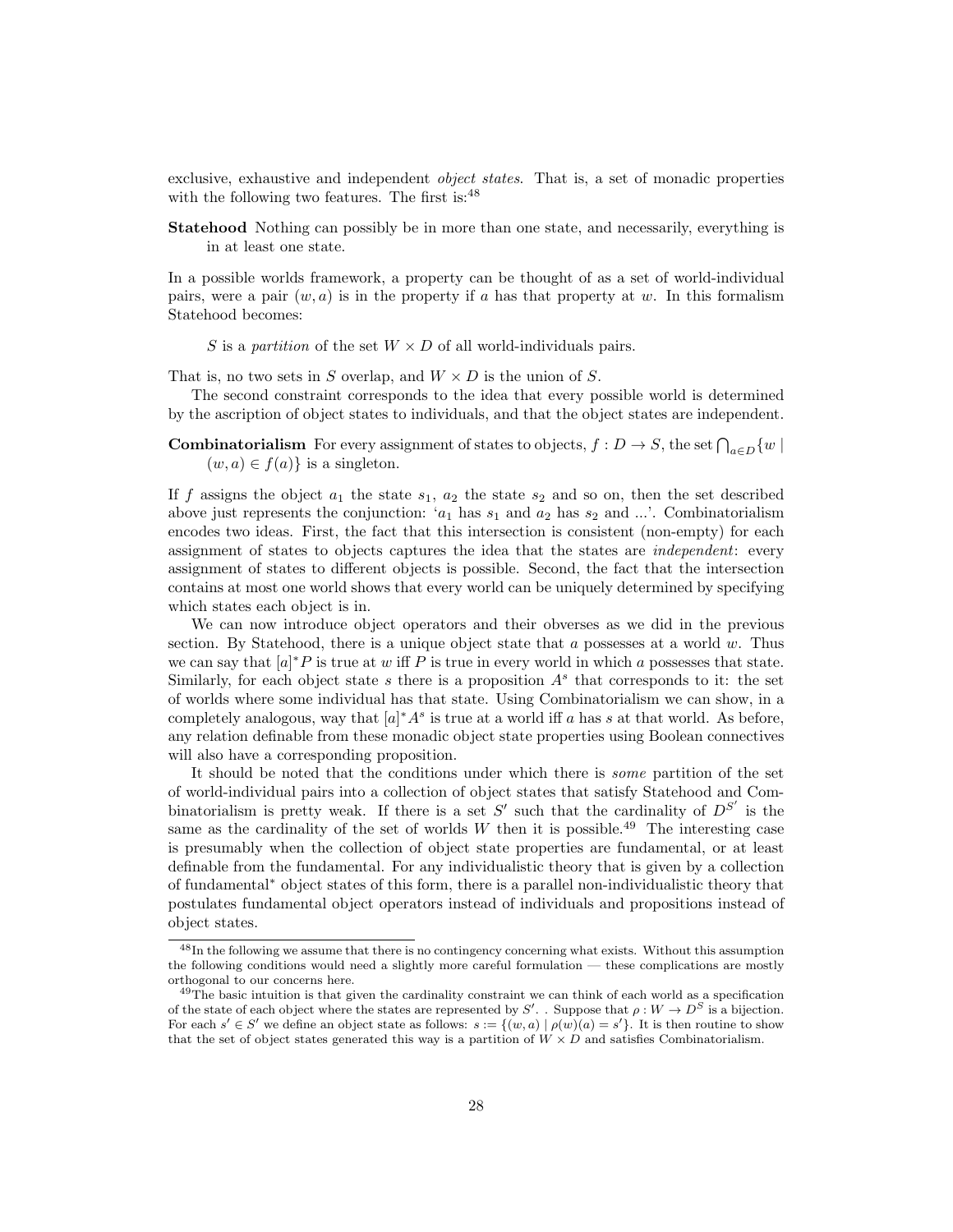exclusive, exhaustive and independent *object states*. That is, a set of monadic properties with the following two features. The first is:[48]

**Statehood** Nothing can possibly be in more than one state, and necessarily, everything is in at least one state.

In a possible worlds framework, a property can be thought of as a set of world-individual pairs, were a pair $(w, a)$ is in the property if $a$ has that property at $w$. In this formalism Statehood becomes:

> $S$ is a *partition* of the set $W \times D$ of all world-individuals pairs.

That is, no two sets in $S$ overlap, and $W \times D$ is the union of $S$.

The second constraint corresponds to the idea that every possible world is determined by the ascription of object states to individuals, and that the object states are independent.

**Combinatorialism** For every assignment of states to objects, $f : D \to S$, the set $\bigcap_{a \in D}\{w \mid (w, a) \in f(a)\}$ is a singleton.

If $f$ assigns the object $a_1$ the state $s_1$, $a_2$ the state $s_2$ and so on, then the set described above just represents the conjunction: '$a_1$ has $s_1$ and $a_2$ has $s_2$ and ...'. Combinatorialism encodes two ideas. First, the fact that this intersection is consistent (non-empty) for each assignment of states to objects captures the idea that the states are *independent*: every assignment of states to different objects is possible. Second, the fact that the intersection contains at most one world shows that every world can be uniquely determined by specifying which states each object is in.

We can now introduce object operators and their obverses as we did in the previous section. By Statehood, there is a unique object state that $a$ possesses at a world $w$. Thus we can say that $[a]^*P$ is true at $w$ iff $P$ is true in every world in which $a$ possesses that state. Similarly, for each object state $s$ there is a proposition $A^s$ that corresponds to it: the set of worlds where some individual has that state. Using Combinatorialism we can show, in a completely analogous, way that $[a]^*A^s$ is true at a world iff $a$ has $s$ at that world. As before, any relation definable from these monadic object state properties using Boolean connectives will also have a corresponding proposition.

It should be noted that the conditions under which there is *some* partition of the set of world-individual pairs into a collection of object states that satisfy Statehood and Combinatorialism is pretty weak. If there is a set $S'$ such that the cardinality of $D^{S'}$ is the same as the cardinality of the set of worlds $W$ then it is possible.[49] The interesting case is presumably when the collection of object state properties are fundamental, or at least definable from the fundamental. For any individualistic theory that is given by a collection of fundamental* object states of this form, there is a parallel non-individualistic theory that postulates fundamental object operators instead of individuals and propositions instead of object states.

---

[48] In the following we assume that there is no contingency concerning what exists. Without this assumption the following conditions would need a slightly more careful formulation — these complications are mostly orthogonal to our concerns here.

[49] The basic intuition is that given the cardinality constraint we can think of each world as a specification of the state of each object where the states are represented by $S'$. . Suppose that $\rho : W \to D^S$ is a bijection. For each $s' \in S'$ we define an object state as follows: $s := \{(w, a) \mid \rho(w)(a) = s'\}$. It is then routine to show that the set of object states generated this way is a partition of $W \times D$ and satisfies Combinatorialism.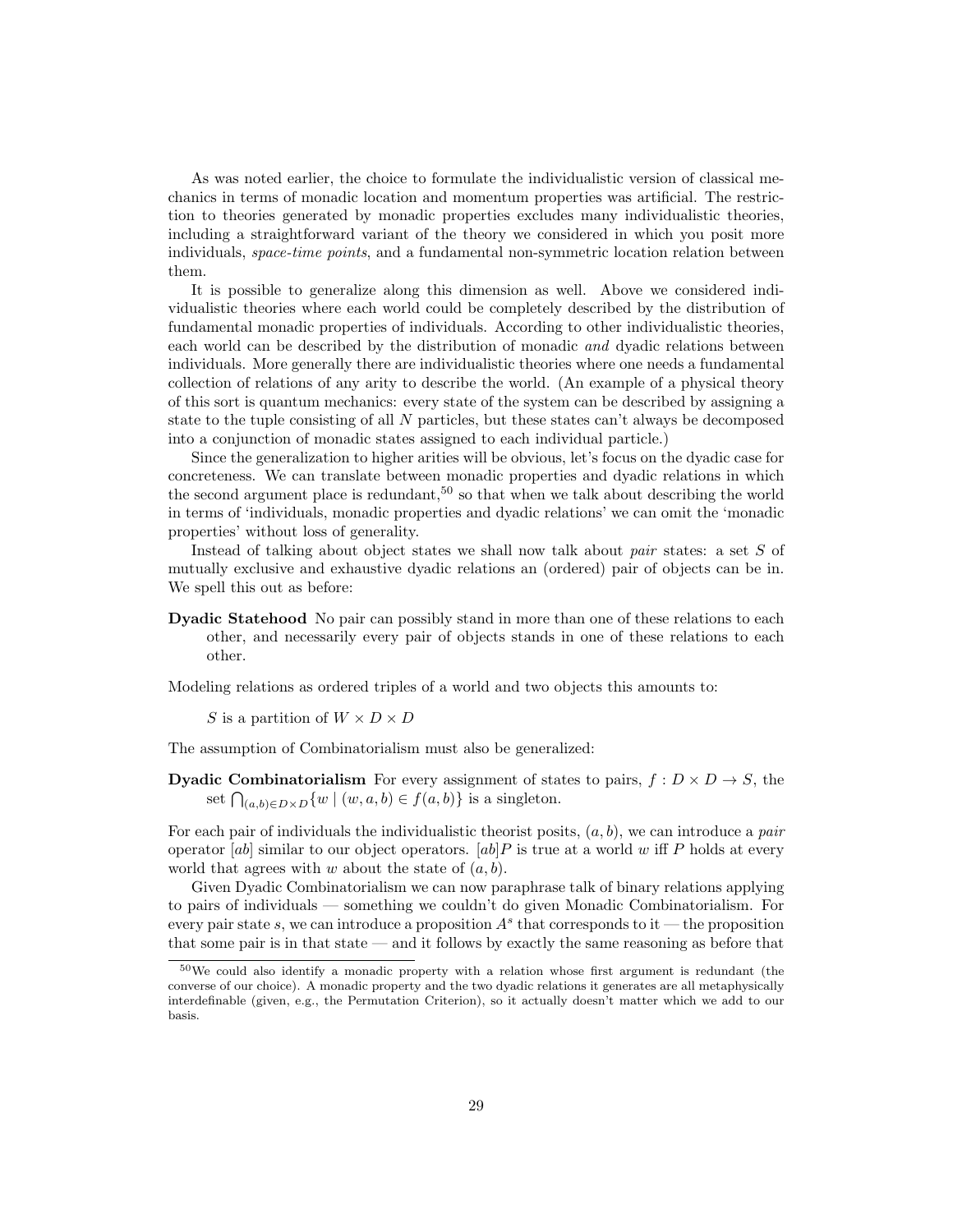As was noted earlier, the choice to formulate the individualistic version of classical mechanics in terms of monadic location and momentum properties was artificial. The restriction to theories generated by monadic properties excludes many individualistic theories, including a straightforward variant of the theory we considered in which you posit more individuals, *space-time points*, and a fundamental non-symmetric location relation between them.

It is possible to generalize along this dimension as well. Above we considered individualistic theories where each world could be completely described by the distribution of fundamental monadic properties of individuals. According to other individualistic theories, each world can be described by the distribution of monadic *and* dyadic relations between individuals. More generally there are individualistic theories where one needs a fundamental collection of relations of any arity to describe the world. (An example of a physical theory of this sort is quantum mechanics: every state of the system can be described by assigning a state to the tuple consisting of all $N$ particles, but these states can't always be decomposed into a conjunction of monadic states assigned to each individual particle.)

Since the generalization to higher arities will be obvious, let's focus on the dyadic case for concreteness. We can translate between monadic properties and dyadic relations in which the second argument place is redundant,[50] so that when we talk about describing the world in terms of 'individuals, monadic properties and dyadic relations' we can omit the 'monadic properties' without loss of generality.

Instead of talking about object states we shall now talk about *pair* states: a set $S$ of mutually exclusive and exhaustive dyadic relations an (ordered) pair of objects can be in. We spell this out as before:

**Dyadic Statehood** No pair can possibly stand in more than one of these relations to each other, and necessarily every pair of objects stands in one of these relations to each other.

Modeling relations as ordered triples of a world and two objects this amounts to:

$S$ is a partition of $W \times D \times D$

The assumption of Combinatorialism must also be generalized:

**Dyadic Combinatorialism** For every assignment of states to pairs, $f : D \times D \to S$, the set $\bigcap_{(a,b) \in D \times D} \{w \mid (w, a, b) \in f(a, b)\}$ is a singleton.

For each pair of individuals the individualistic theorist posits, $(a, b)$, we can introduce a *pair* operator $[ab]$ similar to our object operators. $[ab]P$ is true at a world $w$ iff $P$ holds at every world that agrees with $w$ about the state of $(a, b)$.

Given Dyadic Combinatorialism we can now paraphrase talk of binary relations applying to pairs of individuals — something we couldn't do given Monadic Combinatorialism. For every pair state $s$, we can introduce a proposition $A^s$ that corresponds to it — the proposition that some pair is in that state — and it follows by exactly the same reasoning as before that

[50] We could also identify a monadic property with a relation whose first argument is redundant (the converse of our choice). A monadic property and the two dyadic relations it generates are all metaphysically interdefinable (given, e.g., the Permutation Criterion), so it actually doesn't matter which we add to our basis.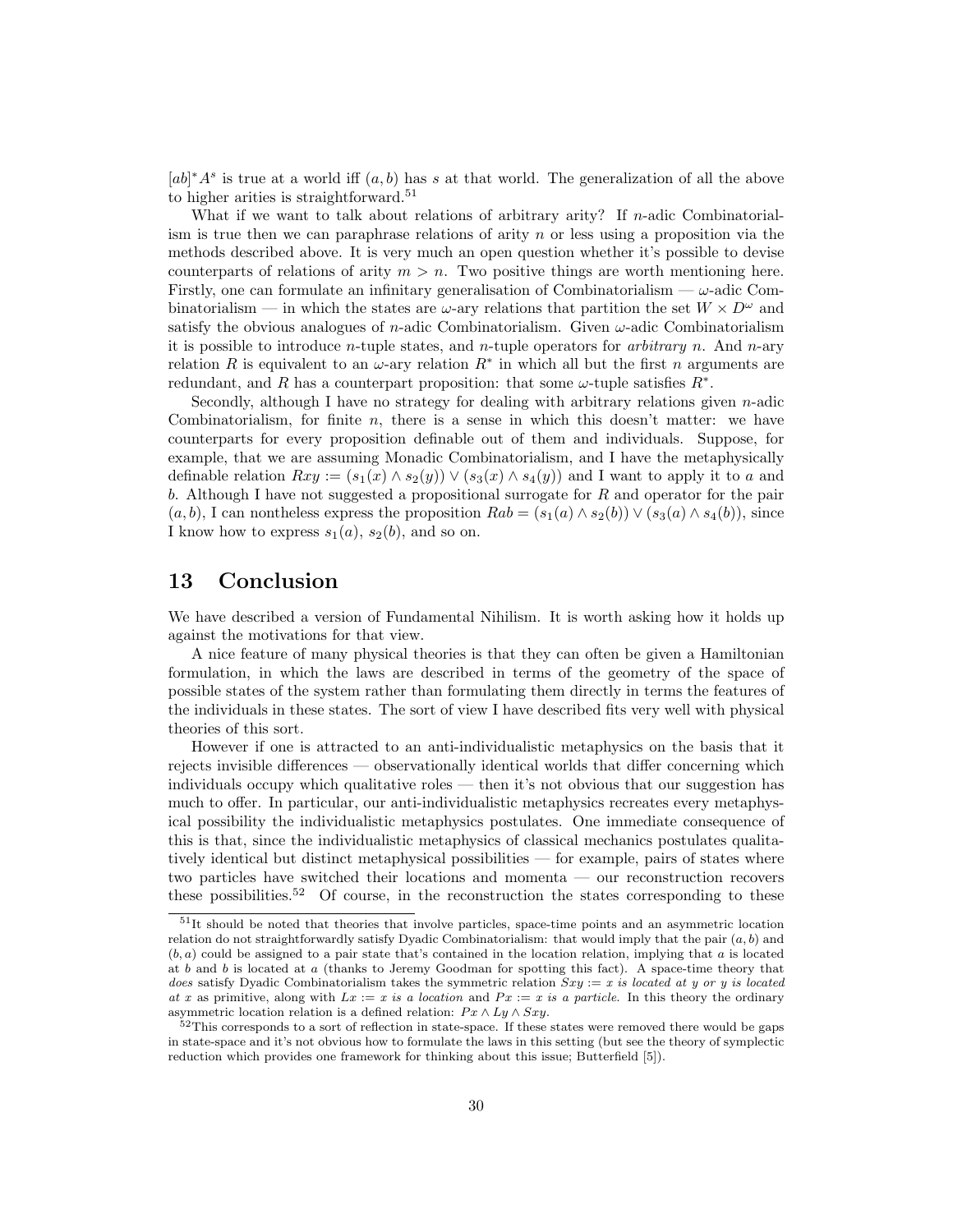$[ab]^*A^s$ is true at a world iff $(a, b)$ has $s$ at that world. The generalization of all the above to higher arities is straightforward.[51]

What if we want to talk about relations of arbitrary arity? If $n$-adic Combinatorialism is true then we can paraphrase relations of arity $n$ or less using a proposition via the methods described above. It is very much an open question whether it's possible to devise counterparts of relations of arity $m > n$. Two positive things are worth mentioning here. Firstly, one can formulate an infinitary generalisation of Combinatorialism — $\omega$-adic Combinatorialism — in which the states are $\omega$-ary relations that partition the set $W \times D^\omega$ and satisfy the obvious analogues of $n$-adic Combinatorialism. Given $\omega$-adic Combinatorialism it is possible to introduce $n$-tuple states, and $n$-tuple operators for *arbitrary* $n$. And $n$-ary relation $R$ is equivalent to an $\omega$-ary relation $R^*$ in which all but the first $n$ arguments are redundant, and $R$ has a counterpart proposition: that some $\omega$-tuple satisfies $R^*$.

Secondly, although I have no strategy for dealing with arbitrary relations given $n$-adic Combinatorialism, for finite $n$, there is a sense in which this doesn't matter: we have counterparts for every proposition definable out of them and individuals. Suppose, for example, that we are assuming Monadic Combinatorialism, and I have the metaphysically definable relation $Rxy := (s_1(x) \wedge s_2(y)) \vee (s_3(x) \wedge s_4(y))$ and I want to apply it to $a$ and $b$. Although I have not suggested a propositional surrogate for $R$ and operator for the pair $(a, b)$, I can nontheless express the proposition $Rab = (s_1(a) \wedge s_2(b)) \vee (s_3(a) \wedge s_4(b))$, since I know how to express $s_1(a)$, $s_2(b)$, and so on.

## 13 Conclusion

We have described a version of Fundamental Nihilism. It is worth asking how it holds up against the motivations for that view.

A nice feature of many physical theories is that they can often be given a Hamiltonian formulation, in which the laws are described in terms of the geometry of the space of possible states of the system rather than formulating them directly in terms the features of the individuals in these states. The sort of view I have described fits very well with physical theories of this sort.

However if one is attracted to an anti-individualistic metaphysics on the basis that it rejects invisible differences — observationally identical worlds that differ concerning which individuals occupy which qualitative roles — then it's not obvious that our suggestion has much to offer. In particular, our anti-individualistic metaphysics recreates every metaphysical possibility the individualistic metaphysics postulates. One immediate consequence of this is that, since the individualistic metaphysics of classical mechanics postulates qualitatively identical but distinct metaphysical possibilities — for example, pairs of states where two particles have switched their locations and momenta — our reconstruction recovers these possibilities.[52] Of course, in the reconstruction the states corresponding to these

[51] It should be noted that theories that involve particles, space-time points and an asymmetric location relation do not straightforwardly satisfy Dyadic Combinatorialism: that would imply that the pair $(a, b)$ and $(b, a)$ could be assigned to a pair state that's contained in the location relation, implying that $a$ is located at $b$ and $b$ is located at $a$ (thanks to Jeremy Goodman for spotting this fact). A space-time theory that *does* satisfy Dyadic Combinatorialism takes the symmetric relation $Sxy$ := *x is located at y or y is located at x* as primitive, along with $Lx$ := *x is a location* and $Px$ := *x is a particle*. In this theory the ordinary asymmetric location relation is a defined relation: $Px \wedge Ly \wedge Sxy$.

[52] This corresponds to a sort of reflection in state-space. If these states were removed there would be gaps in state-space and it's not obvious how to formulate the laws in this setting (but see the theory of symplectic reduction which provides one framework for thinking about this issue; Butterfield [5]).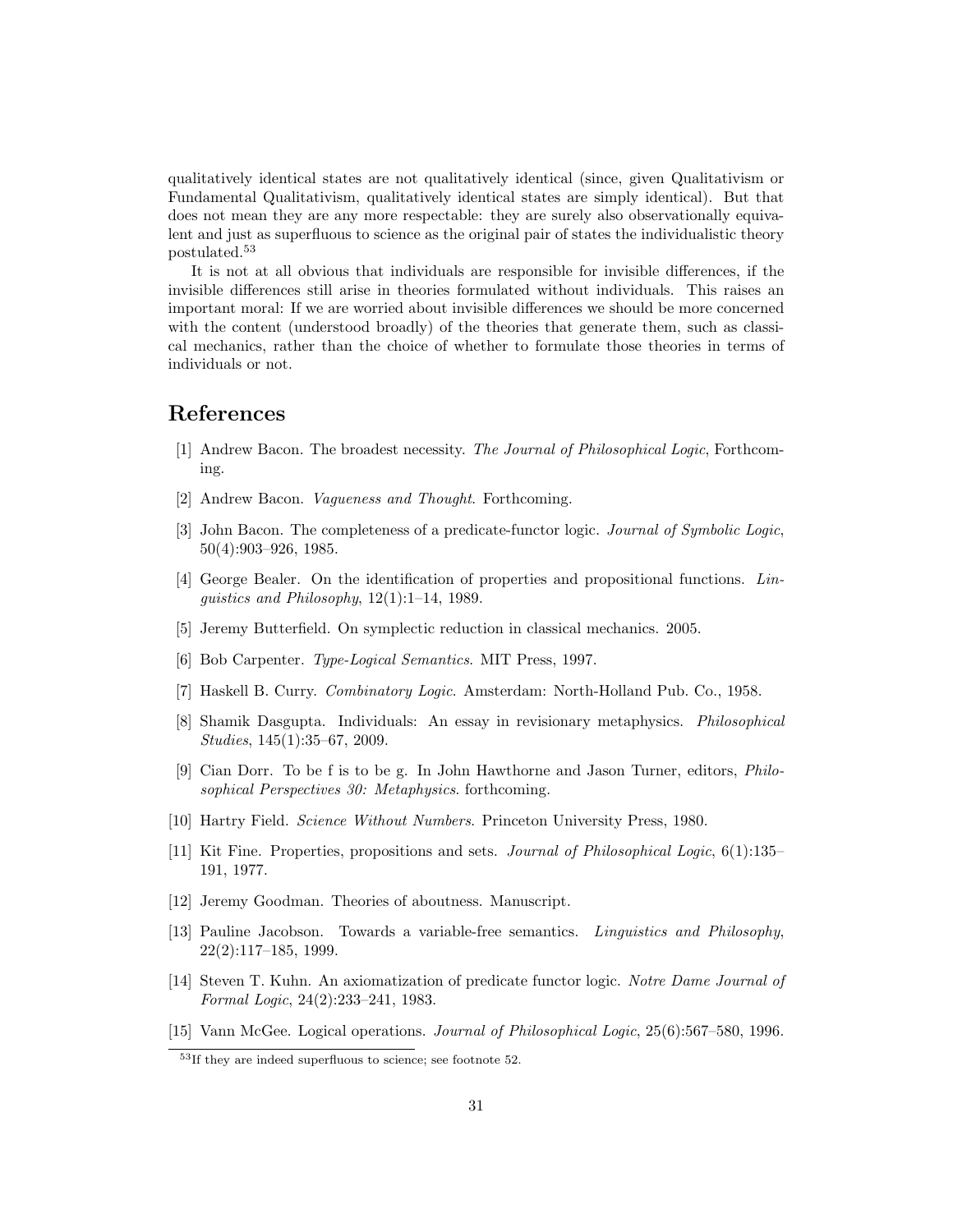qualitatively identical states are not qualitatively identical (since, given Qualitativism or Fundamental Qualitativism, qualitatively identical states are simply identical). But that does not mean they are any more respectable: they are surely also observationally equivalent and just as superfluous to science as the original pair of states the individualistic theory postulated.[53]

It is not at all obvious that individuals are responsible for invisible differences, if the invisible differences still arise in theories formulated without individuals. This raises an important moral: If we are worried about invisible differences we should be more concerned with the content (understood broadly) of the theories that generate them, such as classical mechanics, rather than the choice of whether to formulate those theories in terms of individuals or not.

## References

[1] Andrew Bacon. The broadest necessity. *The Journal of Philosophical Logic*, Forthcoming.

[2] Andrew Bacon. *Vagueness and Thought*. Forthcoming.

[3] John Bacon. The completeness of a predicate-functor logic. *Journal of Symbolic Logic*, 50(4):903–926, 1985.

[4] George Bealer. On the identification of properties and propositional functions. *Linguistics and Philosophy*, 12(1):1–14, 1989.

[5] Jeremy Butterfield. On symplectic reduction in classical mechanics. 2005.

[6] Bob Carpenter. *Type-Logical Semantics*. MIT Press, 1997.

[7] Haskell B. Curry. *Combinatory Logic*. Amsterdam: North-Holland Pub. Co., 1958.

[8] Shamik Dasgupta. Individuals: An essay in revisionary metaphysics. *Philosophical Studies*, 145(1):35–67, 2009.

[9] Cian Dorr. To be f is to be g. In John Hawthorne and Jason Turner, editors, *Philosophical Perspectives 30: Metaphysics*. forthcoming.

[10] Hartry Field. *Science Without Numbers*. Princeton University Press, 1980.

[11] Kit Fine. Properties, propositions and sets. *Journal of Philosophical Logic*, 6(1):135–191, 1977.

[12] Jeremy Goodman. Theories of aboutness. Manuscript.

[13] Pauline Jacobson. Towards a variable-free semantics. *Linguistics and Philosophy*, 22(2):117–185, 1999.

[14] Steven T. Kuhn. An axiomatization of predicate functor logic. *Notre Dame Journal of Formal Logic*, 24(2):233–241, 1983.

[15] Vann McGee. Logical operations. *Journal of Philosophical Logic*, 25(6):567–580, 1996.

[53] If they are indeed superfluous to science; see footnote 52.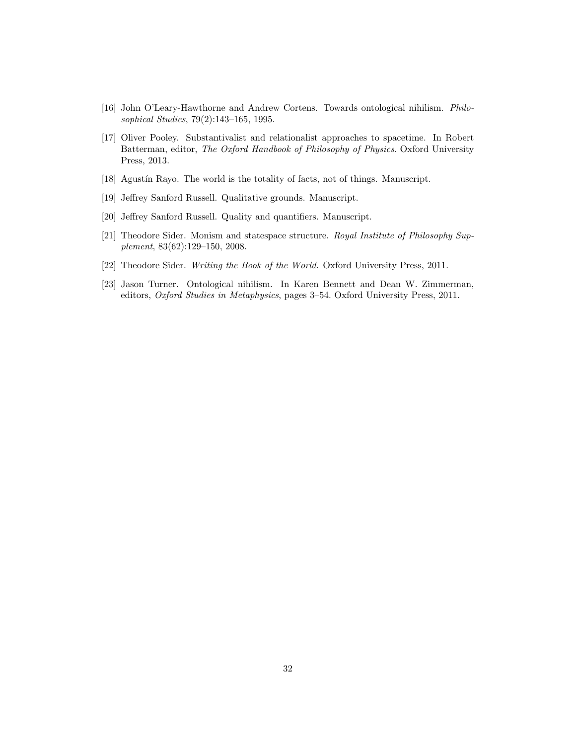[16] John O'Leary-Hawthorne and Andrew Cortens. Towards ontological nihilism. *Philosophical Studies*, 79(2):143–165, 1995.

[17] Oliver Pooley. Substantivalist and relationalist approaches to spacetime. In Robert Batterman, editor, *The Oxford Handbook of Philosophy of Physics*. Oxford University Press, 2013.

[18] Agustín Rayo. The world is the totality of facts, not of things. Manuscript.

[19] Jeffrey Sanford Russell. Qualitative grounds. Manuscript.

[20] Jeffrey Sanford Russell. Quality and quantifiers. Manuscript.

[21] Theodore Sider. Monism and statespace structure. *Royal Institute of Philosophy Supplement*, 83(62):129–150, 2008.

[22] Theodore Sider. *Writing the Book of the World*. Oxford University Press, 2011.

[23] Jason Turner. Ontological nihilism. In Karen Bennett and Dean W. Zimmerman, editors, *Oxford Studies in Metaphysics*, pages 3–54. Oxford University Press, 2011.